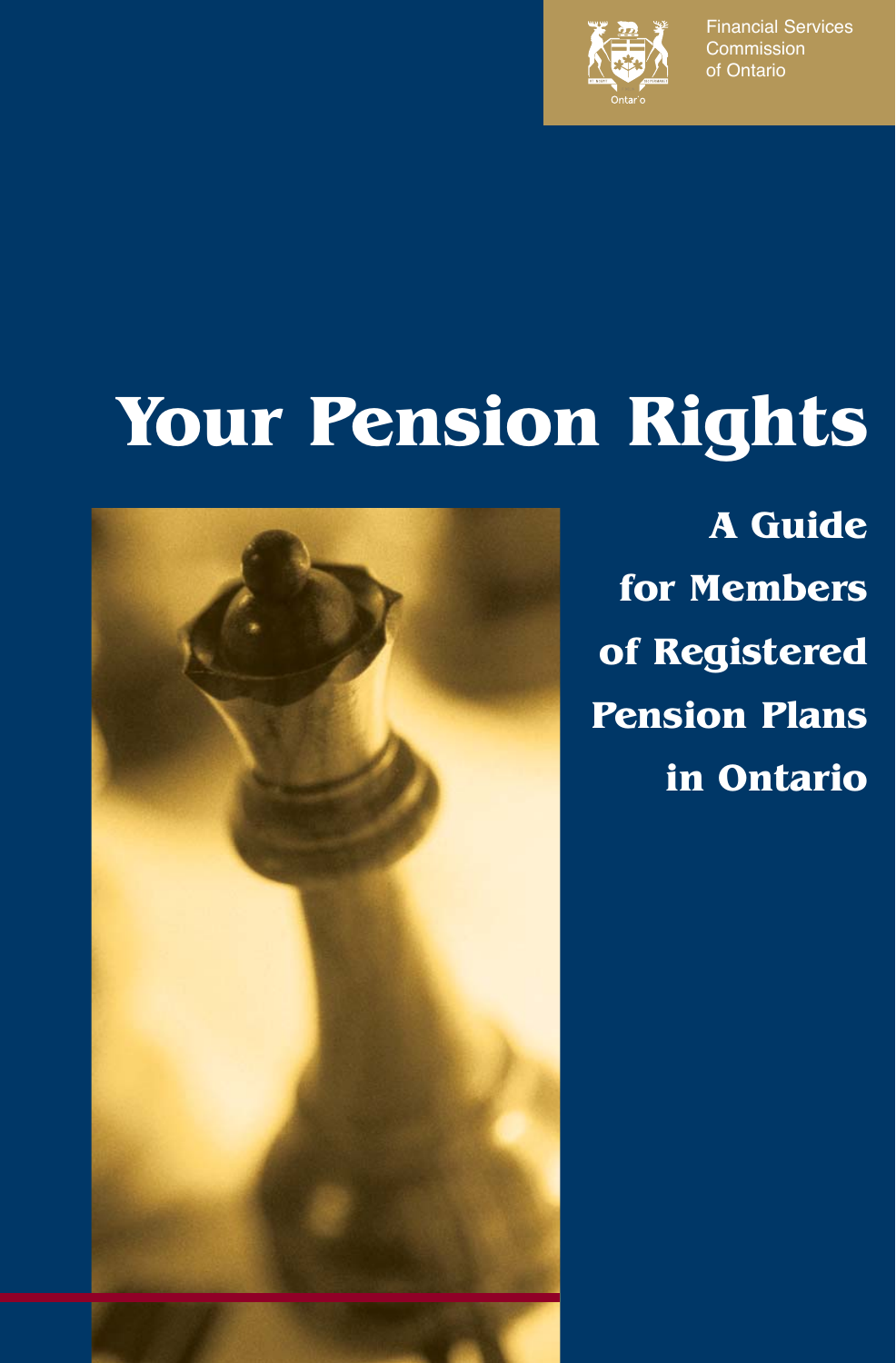Financial Services Commission of Ontario

# Your Pension Rights

## A Guide for Members of Registered Pension Plans in Ontario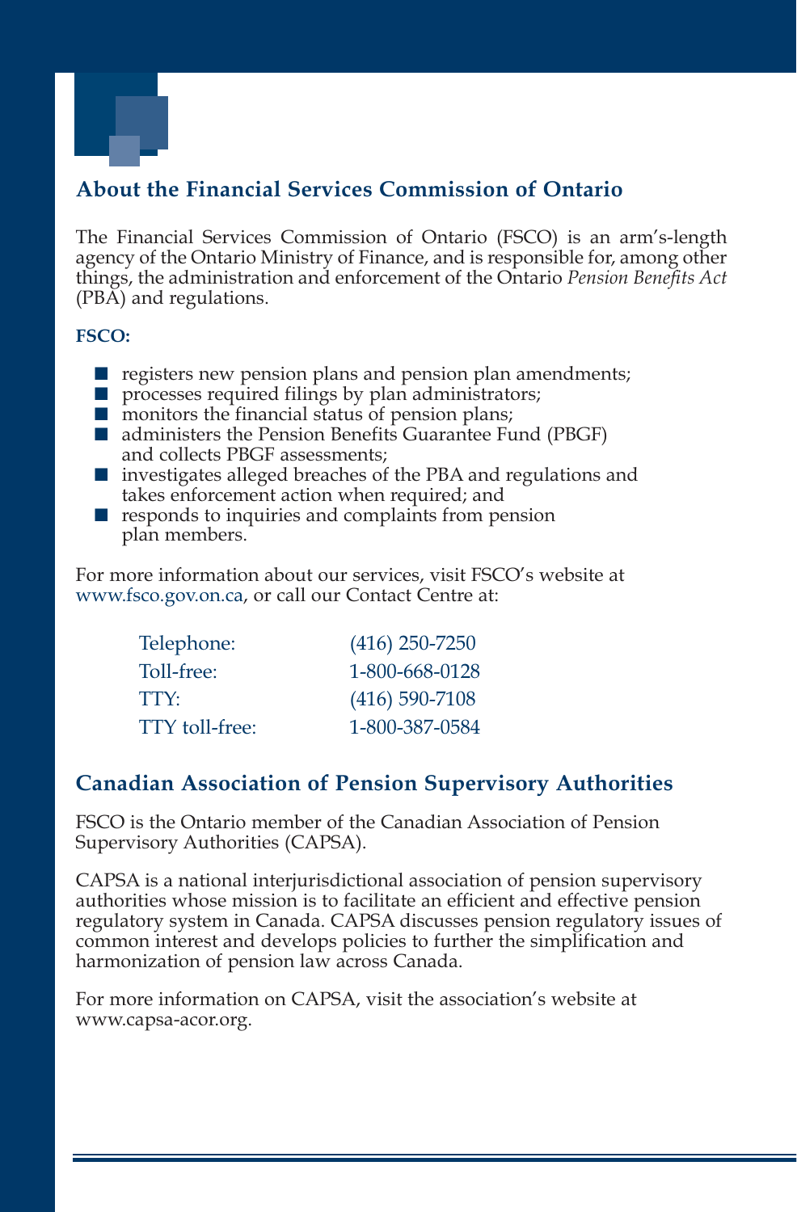## About the Financial Services Commission of Ontario

The Financial Services Commission of Ontario (FSCO) is an arm's-length agency of the Ontario Ministry of Finance, and is responsible for, among other things, the administration and enforcement of the Ontario *Pension Benefits Act* (PBA) and regulations.

**FSCO:**

- registers new pension plans and pension plan amendments;
- processes required filings by plan administrators;
- monitors the financial status of pension plans;
- administers the Pension Benefits Guarantee Fund (PBGF) and collects PBGF assessments;
- investigates alleged breaches of the PBA and regulations and takes enforcement action when required; and
- responds to inquiries and complaints from pension plan members.

For more information about our services, visit FSCO's website at www.fsco.gov.on.ca, or call our Contact Centre at:

| | |
|---|---|
| Telephone: | (416) 250-7250 |
| Toll-free: | 1-800-668-0128 |
| TTY: | (416) 590-7108 |
| TTY toll-free: | 1-800-387-0584 |

## Canadian Association of Pension Supervisory Authorities

FSCO is the Ontario member of the Canadian Association of Pension Supervisory Authorities (CAPSA).

CAPSA is a national interjurisdictional association of pension supervisory authorities whose mission is to facilitate an efficient and effective pension regulatory system in Canada. CAPSA discusses pension regulatory issues of common interest and develops policies to further the simplification and harmonization of pension law across Canada.

For more information on CAPSA, visit the association's website at www.capsa-acor.org.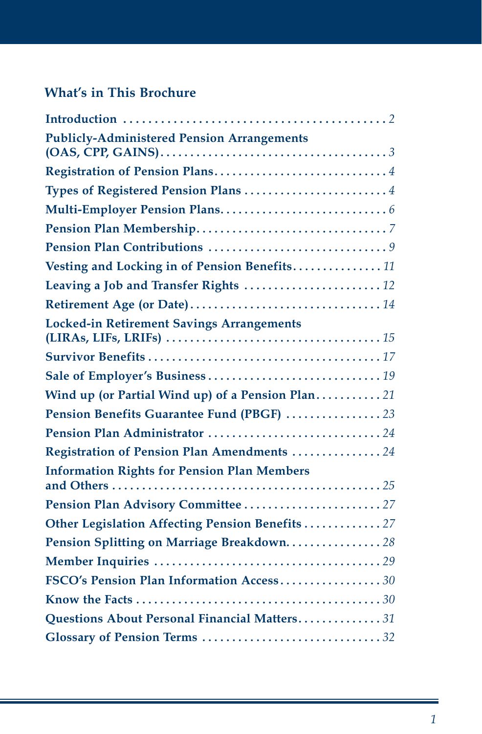## What's in This Brochure

| Section | Page |
| --- | --- |
| **Introduction** | *2* |
| **Publicly-Administered Pension Arrangements (OAS, CPP, GAINS)** | *3* |
| **Registration of Pension Plans** | *4* |
| **Types of Registered Pension Plans** | *4* |
| **Multi-Employer Pension Plans** | *6* |
| **Pension Plan Membership** | *7* |
| **Pension Plan Contributions** | *9* |
| **Vesting and Locking in of Pension Benefits** | *11* |
| **Leaving a Job and Transfer Rights** | *12* |
| **Retirement Age (or Date)** | *14* |
| **Locked-in Retirement Savings Arrangements (LIRAs, LIFs, LRIFs)** | *15* |
| **Survivor Benefits** | *17* |
| **Sale of Employer's Business** | *19* |
| **Wind up (or Partial Wind up) of a Pension Plan** | *21* |
| **Pension Benefits Guarantee Fund (PBGF)** | *23* |
| **Pension Plan Administrator** | *24* |
| **Registration of Pension Plan Amendments** | *24* |
| **Information Rights for Pension Plan Members and Others** | *25* |
| **Pension Plan Advisory Committee** | *27* |
| **Other Legislation Affecting Pension Benefits** | *27* |
| **Pension Splitting on Marriage Breakdown** | *28* |
| **Member Inquiries** | *29* |
| **FSCO's Pension Plan Information Access** | *30* |
| **Know the Facts** | *30* |
| **Questions About Personal Financial Matters** | *31* |
| **Glossary of Pension Terms** | *32* |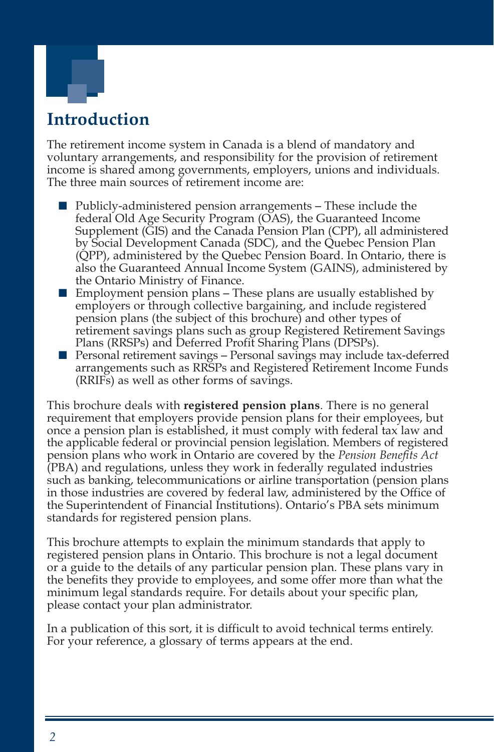# Introduction

The retirement income system in Canada is a blend of mandatory and voluntary arrangements, and responsibility for the provision of retirement income is shared among governments, employers, unions and individuals. The three main sources of retirement income are:

- Publicly-administered pension arrangements – These include the federal Old Age Security Program (OAS), the Guaranteed Income Supplement (GIS) and the Canada Pension Plan (CPP), all administered by Social Development Canada (SDC), and the Quebec Pension Plan (QPP), administered by the Quebec Pension Board. In Ontario, there is also the Guaranteed Annual Income System (GAINS), administered by the Ontario Ministry of Finance.
- Employment pension plans – These plans are usually established by employers or through collective bargaining, and include registered pension plans (the subject of this brochure) and other types of retirement savings plans such as group Registered Retirement Savings Plans (RRSPs) and Deferred Profit Sharing Plans (DPSPs).
- Personal retirement savings – Personal savings may include tax-deferred arrangements such as RRSPs and Registered Retirement Income Funds (RRIFs) as well as other forms of savings.

This brochure deals with **registered pension plans**. There is no general requirement that employers provide pension plans for their employees, but once a pension plan is established, it must comply with federal tax law and the applicable federal or provincial pension legislation. Members of registered pension plans who work in Ontario are covered by the *Pension Benefits Act* (PBA) and regulations, unless they work in federally regulated industries such as banking, telecommunications or airline transportation (pension plans in those industries are covered by federal law, administered by the Office of the Superintendent of Financial Institutions). Ontario's PBA sets minimum standards for registered pension plans.

This brochure attempts to explain the minimum standards that apply to registered pension plans in Ontario. This brochure is not a legal document or a guide to the details of any particular pension plan. These plans vary in the benefits they provide to employees, and some offer more than what the minimum legal standards require. For details about your specific plan, please contact your plan administrator.

In a publication of this sort, it is difficult to avoid technical terms entirely. For your reference, a glossary of terms appears at the end.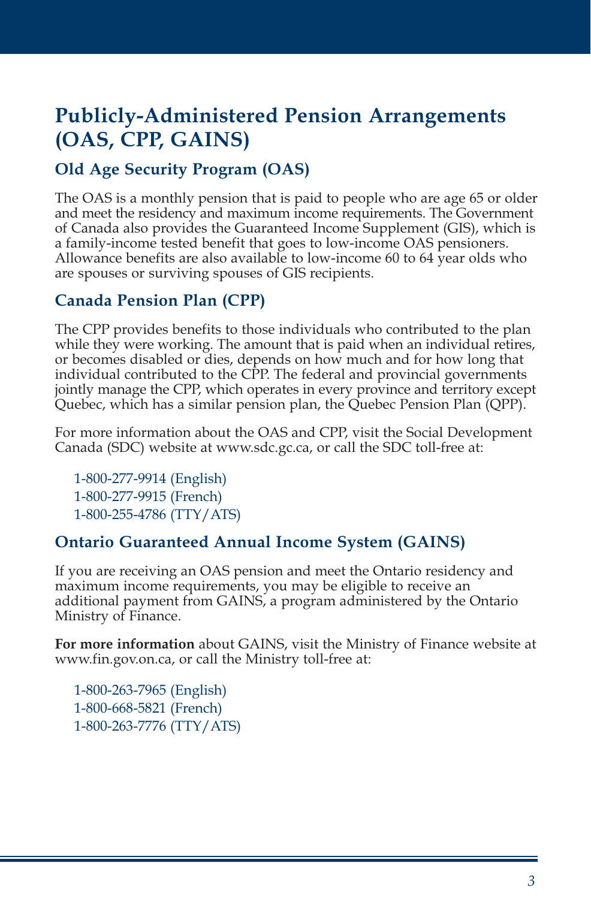# Publicly-Administered Pension Arrangements (OAS, CPP, GAINS)

## Old Age Security Program (OAS)

The OAS is a monthly pension that is paid to people who are age 65 or older and meet the residency and maximum income requirements. The Government of Canada also provides the Guaranteed Income Supplement (GIS), which is a family-income tested benefit that goes to low-income OAS pensioners. Allowance benefits are also available to low-income 60 to 64 year olds who are spouses or surviving spouses of GIS recipients.

## Canada Pension Plan (CPP)

The CPP provides benefits to those individuals who contributed to the plan while they were working. The amount that is paid when an individual retires, or becomes disabled or dies, depends on how much and for how long that individual contributed to the CPP. The federal and provincial governments jointly manage the CPP, which operates in every province and territory except Quebec, which has a similar pension plan, the Quebec Pension Plan (QPP).

For more information about the OAS and CPP, visit the Social Development Canada (SDC) website at www.sdc.gc.ca, or call the SDC toll-free at:

1-800-277-9914 (English)
1-800-277-9915 (French)
1-800-255-4786 (TTY/ATS)

## Ontario Guaranteed Annual Income System (GAINS)

If you are receiving an OAS pension and meet the Ontario residency and maximum income requirements, you may be eligible to receive an additional payment from GAINS, a program administered by the Ontario Ministry of Finance.

**For more information** about GAINS, visit the Ministry of Finance website at www.fin.gov.on.ca, or call the Ministry toll-free at:

1-800-263-7965 (English)
1-800-668-5821 (French)
1-800-263-7776 (TTY/ATS)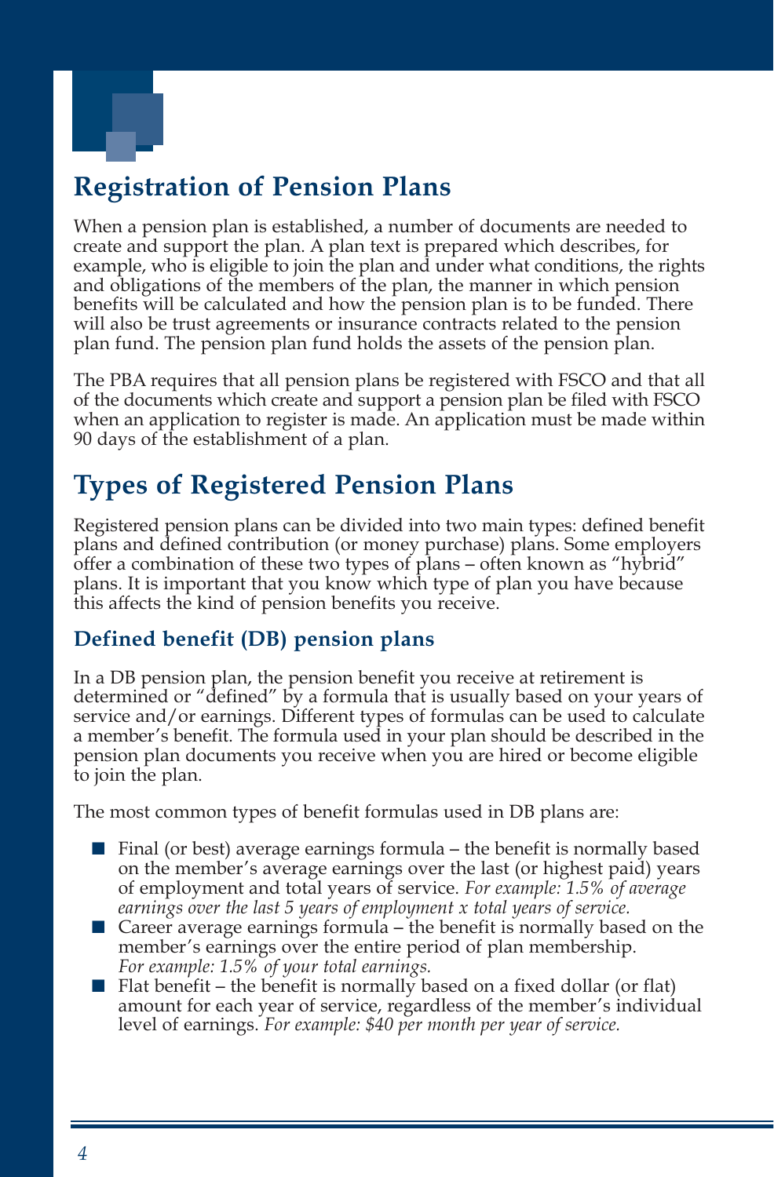## Registration of Pension Plans

When a pension plan is established, a number of documents are needed to create and support the plan. A plan text is prepared which describes, for example, who is eligible to join the plan and under what conditions, the rights and obligations of the members of the plan, the manner in which pension benefits will be calculated and how the pension plan is to be funded. There will also be trust agreements or insurance contracts related to the pension plan fund. The pension plan fund holds the assets of the pension plan.

The PBA requires that all pension plans be registered with FSCO and that all of the documents which create and support a pension plan be filed with FSCO when an application to register is made. An application must be made within 90 days of the establishment of a plan.

## Types of Registered Pension Plans

Registered pension plans can be divided into two main types: defined benefit plans and defined contribution (or money purchase) plans. Some employers offer a combination of these two types of plans – often known as "hybrid" plans. It is important that you know which type of plan you have because this affects the kind of pension benefits you receive.

### Defined benefit (DB) pension plans

In a DB pension plan, the pension benefit you receive at retirement is determined or "defined" by a formula that is usually based on your years of service and/or earnings. Different types of formulas can be used to calculate a member's benefit. The formula used in your plan should be described in the pension plan documents you receive when you are hired or become eligible to join the plan.

The most common types of benefit formulas used in DB plans are:

- Final (or best) average earnings formula – the benefit is normally based on the member's average earnings over the last (or highest paid) years of employment and total years of service. *For example: 1.5% of average earnings over the last 5 years of employment x total years of service.*
- Career average earnings formula – the benefit is normally based on the member's earnings over the entire period of plan membership. *For example: 1.5% of your total earnings.*
- Flat benefit – the benefit is normally based on a fixed dollar (or flat) amount for each year of service, regardless of the member's individual level of earnings. *For example: $40 per month per year of service.*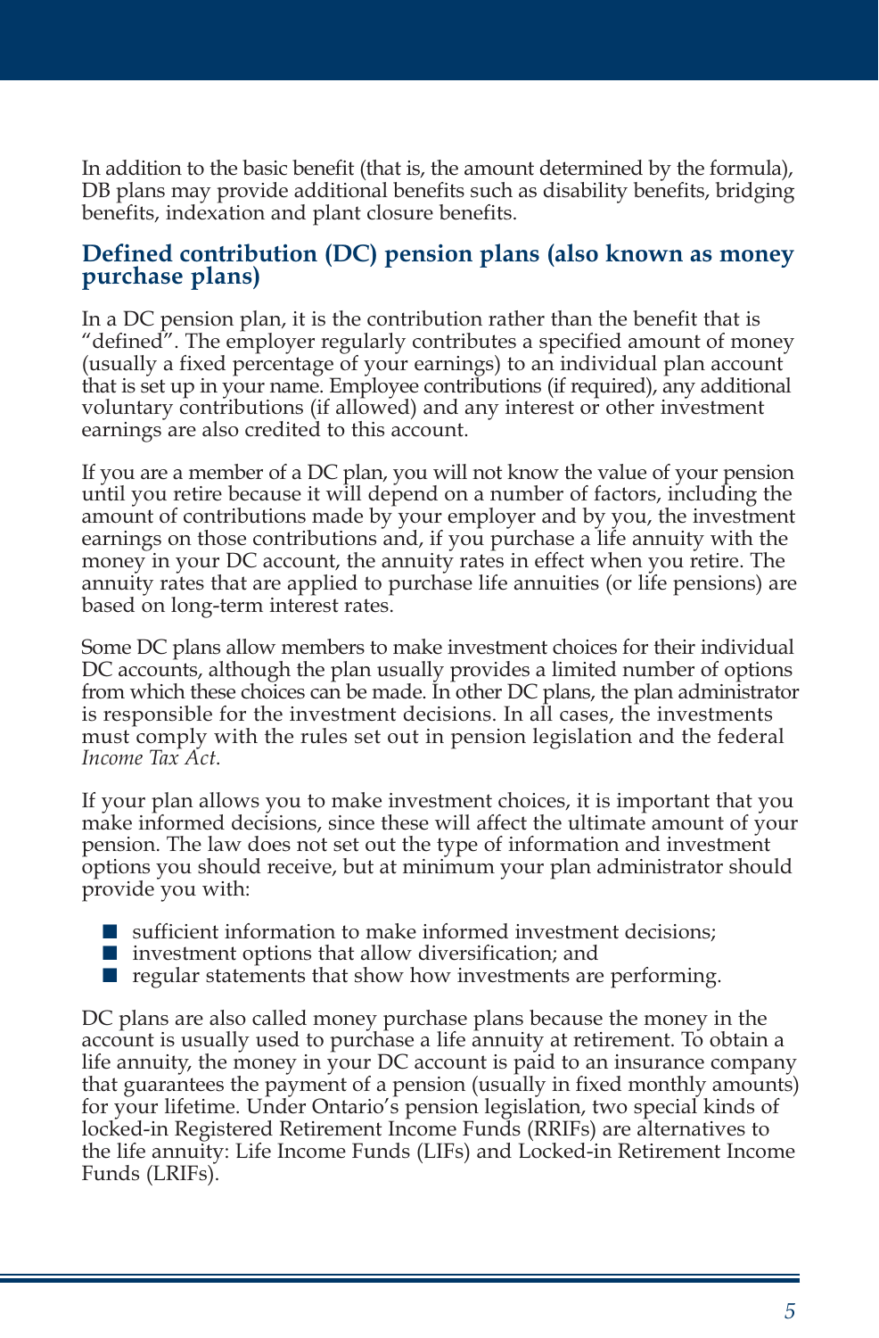In addition to the basic benefit (that is, the amount determined by the formula), DB plans may provide additional benefits such as disability benefits, bridging benefits, indexation and plant closure benefits.

## Defined contribution (DC) pension plans (also known as money purchase plans)

In a DC pension plan, it is the contribution rather than the benefit that is "defined". The employer regularly contributes a specified amount of money (usually a fixed percentage of your earnings) to an individual plan account that is set up in your name. Employee contributions (if required), any additional voluntary contributions (if allowed) and any interest or other investment earnings are also credited to this account.

If you are a member of a DC plan, you will not know the value of your pension until you retire because it will depend on a number of factors, including the amount of contributions made by your employer and by you, the investment earnings on those contributions and, if you purchase a life annuity with the money in your DC account, the annuity rates in effect when you retire. The annuity rates that are applied to purchase life annuities (or life pensions) are based on long-term interest rates.

Some DC plans allow members to make investment choices for their individual DC accounts, although the plan usually provides a limited number of options from which these choices can be made. In other DC plans, the plan administrator is responsible for the investment decisions. In all cases, the investments must comply with the rules set out in pension legislation and the federal *Income Tax Act*.

If your plan allows you to make investment choices, it is important that you make informed decisions, since these will affect the ultimate amount of your pension. The law does not set out the type of information and investment options you should receive, but at minimum your plan administrator should provide you with:

- sufficient information to make informed investment decisions;
- investment options that allow diversification; and
- regular statements that show how investments are performing.

DC plans are also called money purchase plans because the money in the account is usually used to purchase a life annuity at retirement. To obtain a life annuity, the money in your DC account is paid to an insurance company that guarantees the payment of a pension (usually in fixed monthly amounts) for your lifetime. Under Ontario's pension legislation, two special kinds of locked-in Registered Retirement Income Funds (RRIFs) are alternatives to the life annuity: Life Income Funds (LIFs) and Locked-in Retirement Income Funds (LRIFs).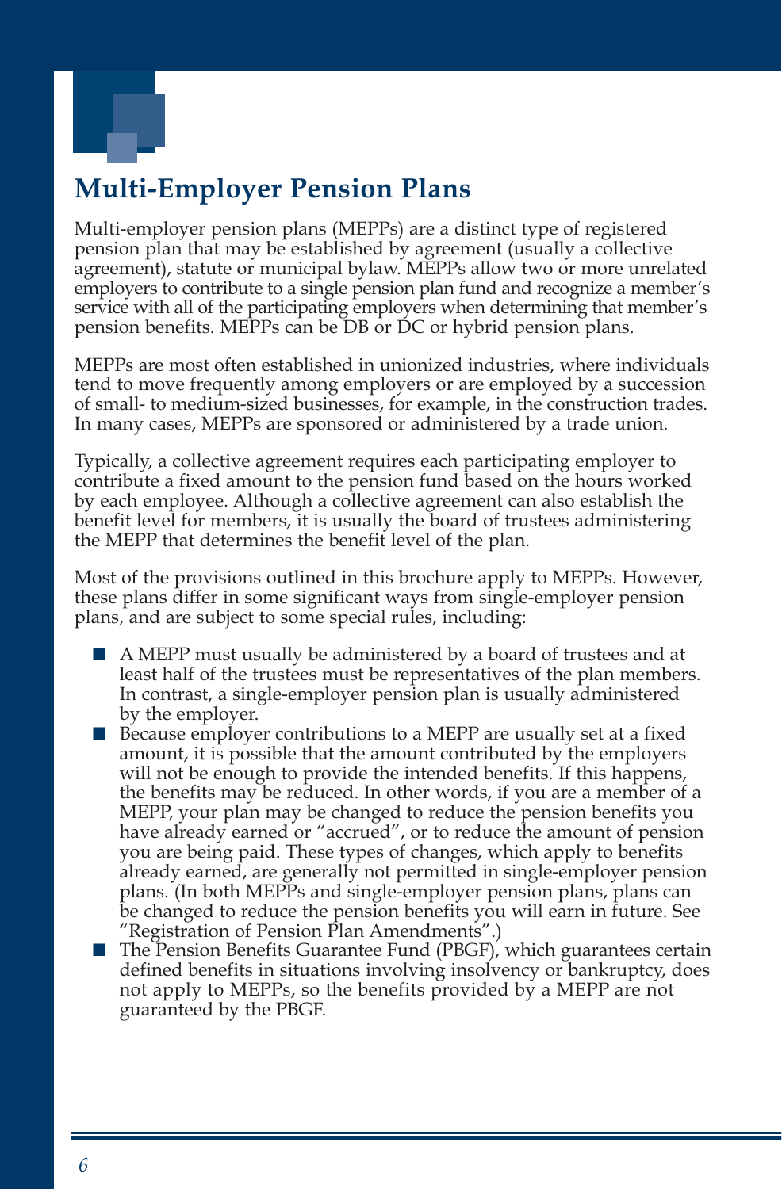## Multi-Employer Pension Plans

Multi-employer pension plans (MEPPs) are a distinct type of registered pension plan that may be established by agreement (usually a collective agreement), statute or municipal bylaw. MEPPs allow two or more unrelated employers to contribute to a single pension plan fund and recognize a member's service with all of the participating employers when determining that member's pension benefits. MEPPs can be DB or DC or hybrid pension plans.

MEPPs are most often established in unionized industries, where individuals tend to move frequently among employers or are employed by a succession of small- to medium-sized businesses, for example, in the construction trades. In many cases, MEPPs are sponsored or administered by a trade union.

Typically, a collective agreement requires each participating employer to contribute a fixed amount to the pension fund based on the hours worked by each employee. Although a collective agreement can also establish the benefit level for members, it is usually the board of trustees administering the MEPP that determines the benefit level of the plan.

Most of the provisions outlined in this brochure apply to MEPPs. However, these plans differ in some significant ways from single-employer pension plans, and are subject to some special rules, including:

- A MEPP must usually be administered by a board of trustees and at least half of the trustees must be representatives of the plan members. In contrast, a single-employer pension plan is usually administered by the employer.
- Because employer contributions to a MEPP are usually set at a fixed amount, it is possible that the amount contributed by the employers will not be enough to provide the intended benefits. If this happens, the benefits may be reduced. In other words, if you are a member of a MEPP, your plan may be changed to reduce the pension benefits you have already earned or "accrued", or to reduce the amount of pension you are being paid. These types of changes, which apply to benefits already earned, are generally not permitted in single-employer pension plans. (In both MEPPs and single-employer pension plans, plans can be changed to reduce the pension benefits you will earn in future. See "Registration of Pension Plan Amendments".)
- The Pension Benefits Guarantee Fund (PBGF), which guarantees certain defined benefits in situations involving insolvency or bankruptcy, does not apply to MEPPs, so the benefits provided by a MEPP are not guaranteed by the PBGF.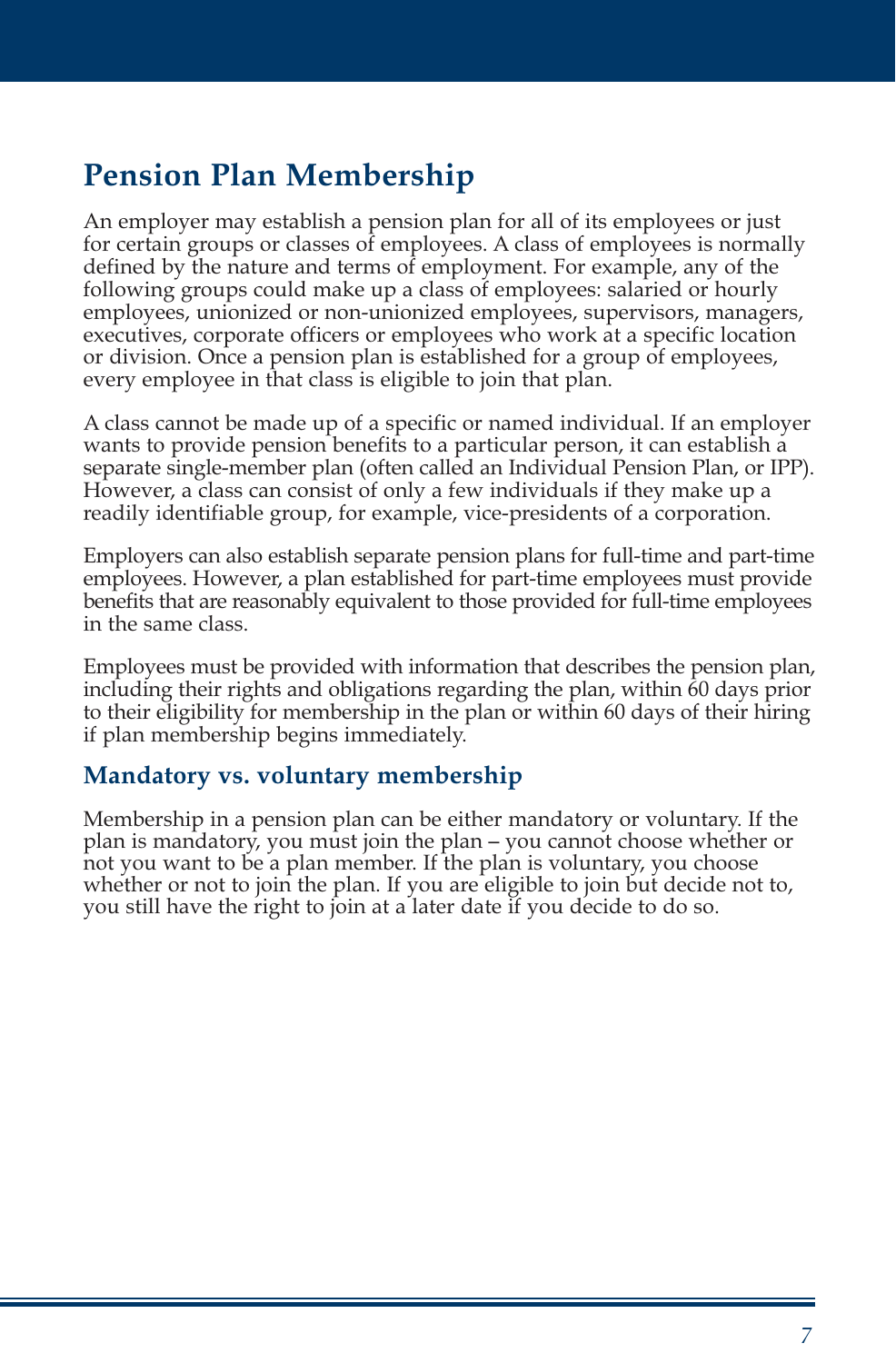## Pension Plan Membership

An employer may establish a pension plan for all of its employees or just for certain groups or classes of employees. A class of employees is normally defined by the nature and terms of employment. For example, any of the following groups could make up a class of employees: salaried or hourly employees, unionized or non-unionized employees, supervisors, managers, executives, corporate officers or employees who work at a specific location or division. Once a pension plan is established for a group of employees, every employee in that class is eligible to join that plan.

A class cannot be made up of a specific or named individual. If an employer wants to provide pension benefits to a particular person, it can establish a separate single-member plan (often called an Individual Pension Plan, or IPP). However, a class can consist of only a few individuals if they make up a readily identifiable group, for example, vice-presidents of a corporation.

Employers can also establish separate pension plans for full-time and part-time employees. However, a plan established for part-time employees must provide benefits that are reasonably equivalent to those provided for full-time employees in the same class.

Employees must be provided with information that describes the pension plan, including their rights and obligations regarding the plan, within 60 days prior to their eligibility for membership in the plan or within 60 days of their hiring if plan membership begins immediately.

### Mandatory vs. voluntary membership

Membership in a pension plan can be either mandatory or voluntary. If the plan is mandatory, you must join the plan – you cannot choose whether or not you want to be a plan member. If the plan is voluntary, you choose whether or not to join the plan. If you are eligible to join but decide not to, you still have the right to join at a later date if you decide to do so.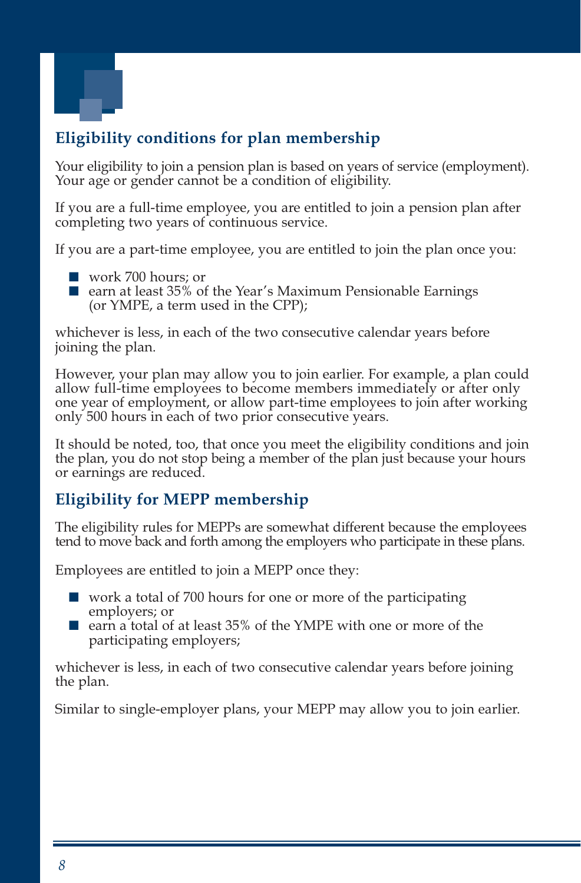## Eligibility conditions for plan membership

Your eligibility to join a pension plan is based on years of service (employment). Your age or gender cannot be a condition of eligibility.

If you are a full-time employee, you are entitled to join a pension plan after completing two years of continuous service.

If you are a part-time employee, you are entitled to join the plan once you:

- work 700 hours; or
- earn at least 35% of the Year's Maximum Pensionable Earnings (or YMPE, a term used in the CPP);

whichever is less, in each of the two consecutive calendar years before joining the plan.

However, your plan may allow you to join earlier. For example, a plan could allow full-time employees to become members immediately or after only one year of employment, or allow part-time employees to join after working only 500 hours in each of two prior consecutive years.

It should be noted, too, that once you meet the eligibility conditions and join the plan, you do not stop being a member of the plan just because your hours or earnings are reduced.

## Eligibility for MEPP membership

The eligibility rules for MEPPs are somewhat different because the employees tend to move back and forth among the employers who participate in these plans.

Employees are entitled to join a MEPP once they:

- work a total of 700 hours for one or more of the participating employers; or
- earn a total of at least 35% of the YMPE with one or more of the participating employers;

whichever is less, in each of two consecutive calendar years before joining the plan.

Similar to single-employer plans, your MEPP may allow you to join earlier.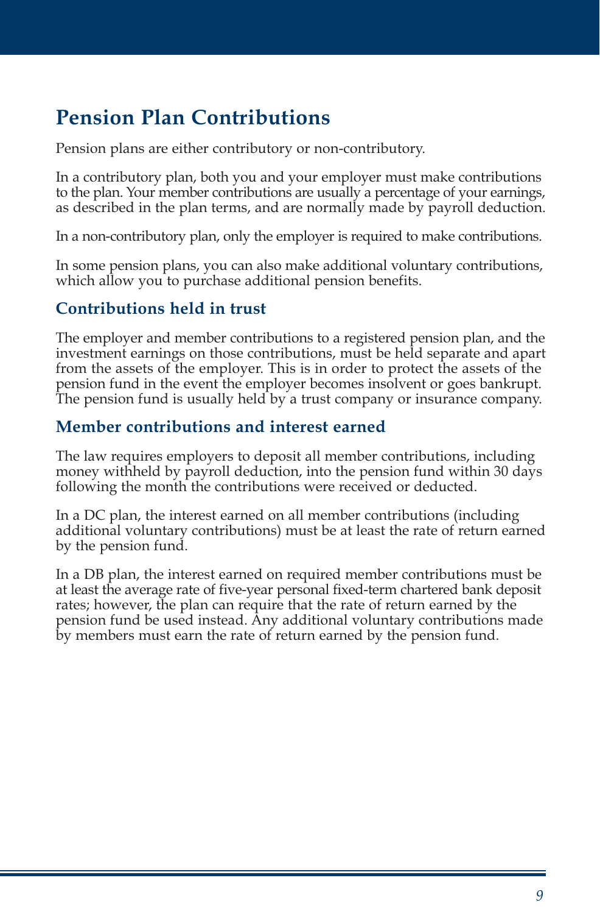# Pension Plan Contributions

Pension plans are either contributory or non-contributory.

In a contributory plan, both you and your employer must make contributions to the plan. Your member contributions are usually a percentage of your earnings, as described in the plan terms, and are normally made by payroll deduction.

In a non-contributory plan, only the employer is required to make contributions.

In some pension plans, you can also make additional voluntary contributions, which allow you to purchase additional pension benefits.

## Contributions held in trust

The employer and member contributions to a registered pension plan, and the investment earnings on those contributions, must be held separate and apart from the assets of the employer. This is in order to protect the assets of the pension fund in the event the employer becomes insolvent or goes bankrupt. The pension fund is usually held by a trust company or insurance company.

## Member contributions and interest earned

The law requires employers to deposit all member contributions, including money withheld by payroll deduction, into the pension fund within 30 days following the month the contributions were received or deducted.

In a DC plan, the interest earned on all member contributions (including additional voluntary contributions) must be at least the rate of return earned by the pension fund.

In a DB plan, the interest earned on required member contributions must be at least the average rate of five-year personal fixed-term chartered bank deposit rates; however, the plan can require that the rate of return earned by the pension fund be used instead. Any additional voluntary contributions made by members must earn the rate of return earned by the pension fund.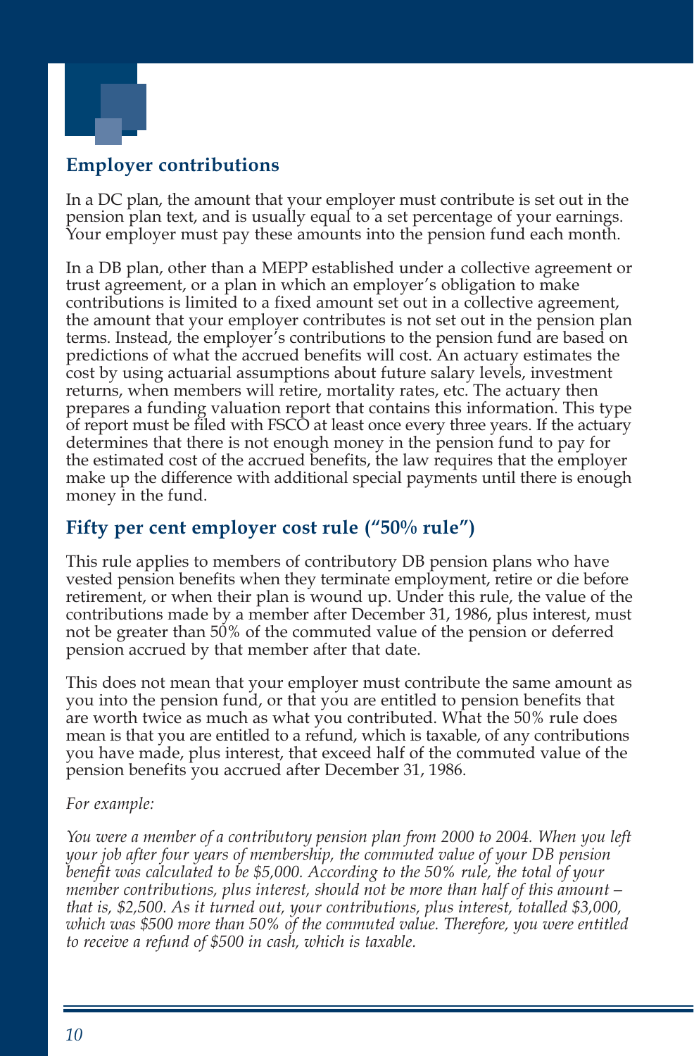## Employer contributions

In a DC plan, the amount that your employer must contribute is set out in the pension plan text, and is usually equal to a set percentage of your earnings. Your employer must pay these amounts into the pension fund each month.

In a DB plan, other than a MEPP established under a collective agreement or trust agreement, or a plan in which an employer's obligation to make contributions is limited to a fixed amount set out in a collective agreement, the amount that your employer contributes is not set out in the pension plan terms. Instead, the employer's contributions to the pension fund are based on predictions of what the accrued benefits will cost. An actuary estimates the cost by using actuarial assumptions about future salary levels, investment returns, when members will retire, mortality rates, etc. The actuary then prepares a funding valuation report that contains this information. This type of report must be filed with FSCO at least once every three years. If the actuary determines that there is not enough money in the pension fund to pay for the estimated cost of the accrued benefits, the law requires that the employer make up the difference with additional special payments until there is enough money in the fund.

## Fifty per cent employer cost rule ("50% rule")

This rule applies to members of contributory DB pension plans who have vested pension benefits when they terminate employment, retire or die before retirement, or when their plan is wound up. Under this rule, the value of the contributions made by a member after December 31, 1986, plus interest, must not be greater than 50% of the commuted value of the pension or deferred pension accrued by that member after that date.

This does not mean that your employer must contribute the same amount as you into the pension fund, or that you are entitled to pension benefits that are worth twice as much as what you contributed. What the 50% rule does mean is that you are entitled to a refund, which is taxable, of any contributions you have made, plus interest, that exceed half of the commuted value of the pension benefits you accrued after December 31, 1986.

*For example:*

*You were a member of a contributory pension plan from 2000 to 2004. When you left your job after four years of membership, the commuted value of your DB pension benefit was calculated to be $5,000. According to the 50% rule, the total of your member contributions, plus interest, should not be more than half of this amount – that is, $2,500. As it turned out, your contributions, plus interest, totalled $3,000, which was $500 more than 50% of the commuted value. Therefore, you were entitled to receive a refund of $500 in cash, which is taxable.*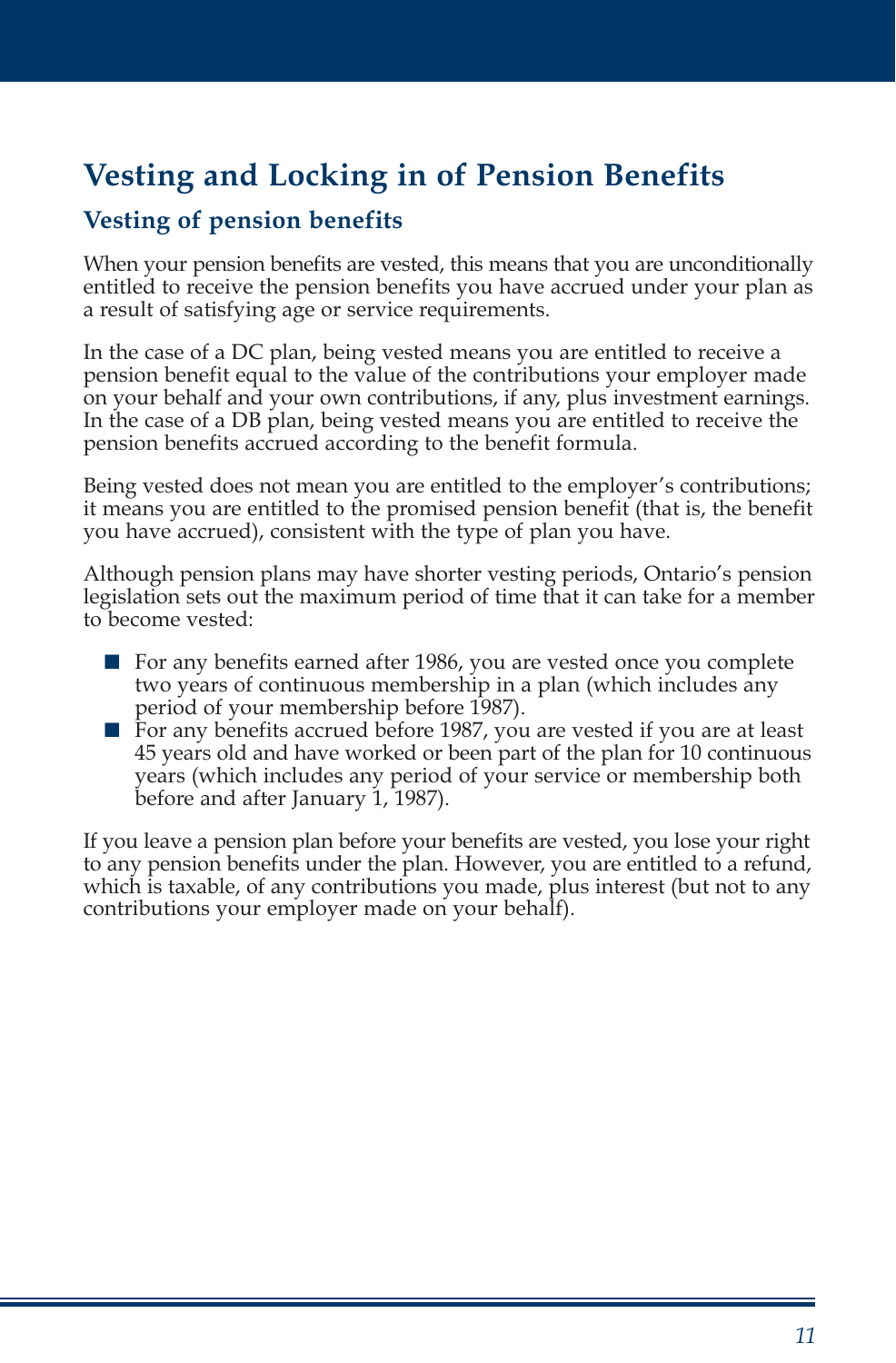# Vesting and Locking in of Pension Benefits

## Vesting of pension benefits

When your pension benefits are vested, this means that you are unconditionally entitled to receive the pension benefits you have accrued under your plan as a result of satisfying age or service requirements.

In the case of a DC plan, being vested means you are entitled to receive a pension benefit equal to the value of the contributions your employer made on your behalf and your own contributions, if any, plus investment earnings. In the case of a DB plan, being vested means you are entitled to receive the pension benefits accrued according to the benefit formula.

Being vested does not mean you are entitled to the employer's contributions; it means you are entitled to the promised pension benefit (that is, the benefit you have accrued), consistent with the type of plan you have.

Although pension plans may have shorter vesting periods, Ontario's pension legislation sets out the maximum period of time that it can take for a member to become vested:

- For any benefits earned after 1986, you are vested once you complete two years of continuous membership in a plan (which includes any period of your membership before 1987).
- For any benefits accrued before 1987, you are vested if you are at least 45 years old and have worked or been part of the plan for 10 continuous years (which includes any period of your service or membership both before and after January 1, 1987).

If you leave a pension plan before your benefits are vested, you lose your right to any pension benefits under the plan. However, you are entitled to a refund, which is taxable, of any contributions you made, plus interest (but not to any contributions your employer made on your behalf).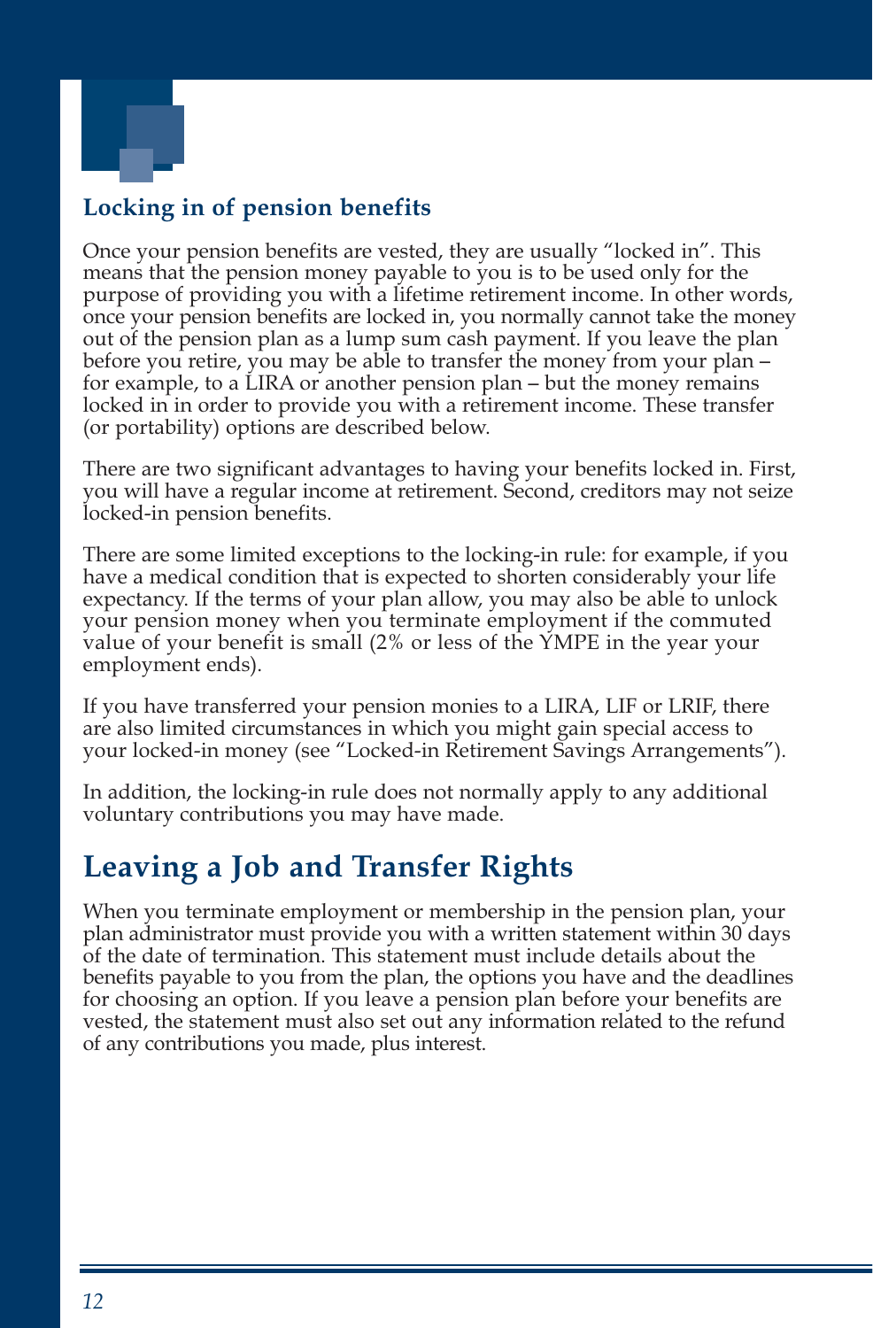### Locking in of pension benefits

Once your pension benefits are vested, they are usually "locked in". This means that the pension money payable to you is to be used only for the purpose of providing you with a lifetime retirement income. In other words, once your pension benefits are locked in, you normally cannot take the money out of the pension plan as a lump sum cash payment. If you leave the plan before you retire, you may be able to transfer the money from your plan – for example, to a LIRA or another pension plan – but the money remains locked in in order to provide you with a retirement income. These transfer (or portability) options are described below.

There are two significant advantages to having your benefits locked in. First, you will have a regular income at retirement. Second, creditors may not seize locked-in pension benefits.

There are some limited exceptions to the locking-in rule: for example, if you have a medical condition that is expected to shorten considerably your life expectancy. If the terms of your plan allow, you may also be able to unlock your pension money when you terminate employment if the commuted value of your benefit is small (2% or less of the YMPE in the year your employment ends).

If you have transferred your pension monies to a LIRA, LIF or LRIF, there are also limited circumstances in which you might gain special access to your locked-in money (see "Locked-in Retirement Savings Arrangements").

In addition, the locking-in rule does not normally apply to any additional voluntary contributions you may have made.

## Leaving a Job and Transfer Rights

When you terminate employment or membership in the pension plan, your plan administrator must provide you with a written statement within 30 days of the date of termination. This statement must include details about the benefits payable to you from the plan, the options you have and the deadlines for choosing an option. If you leave a pension plan before your benefits are vested, the statement must also set out any information related to the refund of any contributions you made, plus interest.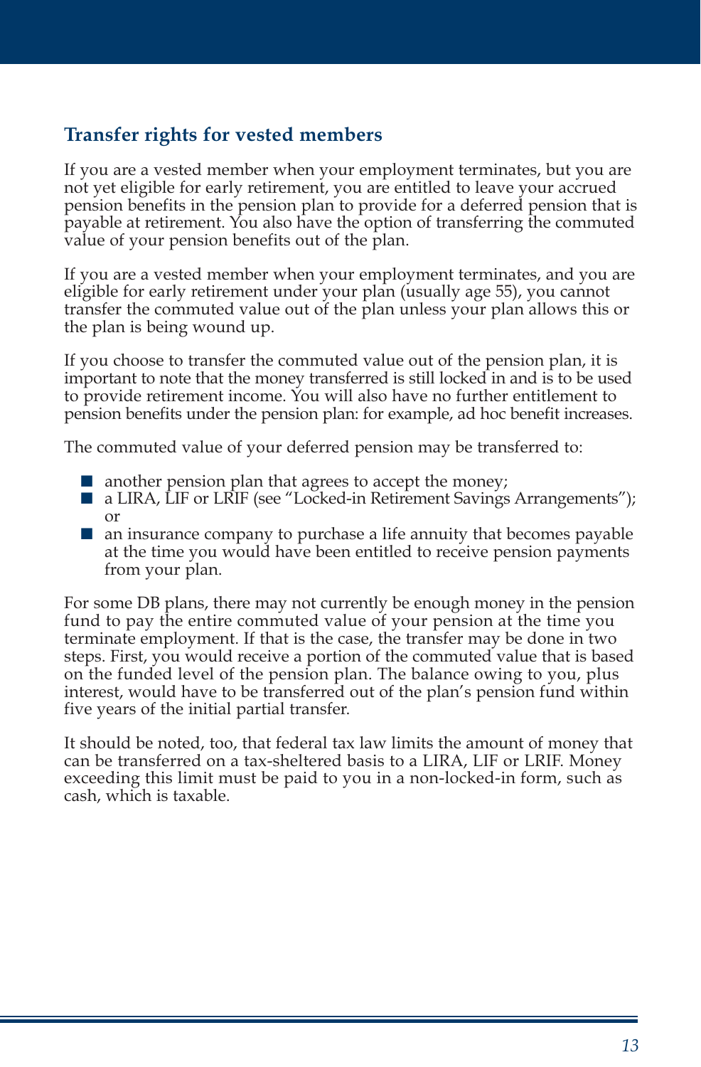## Transfer rights for vested members

If you are a vested member when your employment terminates, but you are not yet eligible for early retirement, you are entitled to leave your accrued pension benefits in the pension plan to provide for a deferred pension that is payable at retirement. You also have the option of transferring the commuted value of your pension benefits out of the plan.

If you are a vested member when your employment terminates, and you are eligible for early retirement under your plan (usually age 55), you cannot transfer the commuted value out of the plan unless your plan allows this or the plan is being wound up.

If you choose to transfer the commuted value out of the pension plan, it is important to note that the money transferred is still locked in and is to be used to provide retirement income. You will also have no further entitlement to pension benefits under the pension plan: for example, ad hoc benefit increases.

The commuted value of your deferred pension may be transferred to:

- another pension plan that agrees to accept the money;
- a LIRA, LIF or LRIF (see "Locked-in Retirement Savings Arrangements"); or
- an insurance company to purchase a life annuity that becomes payable at the time you would have been entitled to receive pension payments from your plan.

For some DB plans, there may not currently be enough money in the pension fund to pay the entire commuted value of your pension at the time you terminate employment. If that is the case, the transfer may be done in two steps. First, you would receive a portion of the commuted value that is based on the funded level of the pension plan. The balance owing to you, plus interest, would have to be transferred out of the plan's pension fund within five years of the initial partial transfer.

It should be noted, too, that federal tax law limits the amount of money that can be transferred on a tax-sheltered basis to a LIRA, LIF or LRIF. Money exceeding this limit must be paid to you in a non-locked-in form, such as cash, which is taxable.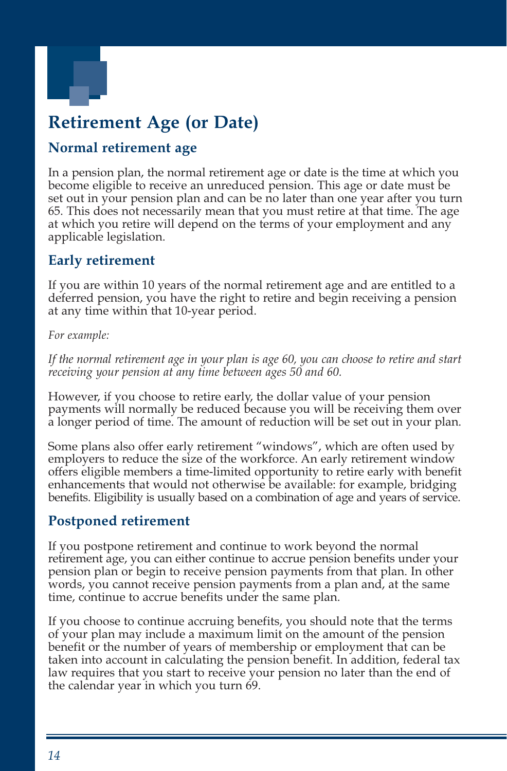# Retirement Age (or Date)

## Normal retirement age

In a pension plan, the normal retirement age or date is the time at which you become eligible to receive an unreduced pension. This age or date must be set out in your pension plan and can be no later than one year after you turn 65. This does not necessarily mean that you must retire at that time. The age at which you retire will depend on the terms of your employment and any applicable legislation.

## Early retirement

If you are within 10 years of the normal retirement age and are entitled to a deferred pension, you have the right to retire and begin receiving a pension at any time within that 10-year period.

*For example:*

*If the normal retirement age in your plan is age 60, you can choose to retire and start receiving your pension at any time between ages 50 and 60.*

However, if you choose to retire early, the dollar value of your pension payments will normally be reduced because you will be receiving them over a longer period of time. The amount of reduction will be set out in your plan.

Some plans also offer early retirement "windows", which are often used by employers to reduce the size of the workforce. An early retirement window offers eligible members a time-limited opportunity to retire early with benefit enhancements that would not otherwise be available: for example, bridging benefits. Eligibility is usually based on a combination of age and years of service.

## Postponed retirement

If you postpone retirement and continue to work beyond the normal retirement age, you can either continue to accrue pension benefits under your pension plan or begin to receive pension payments from that plan. In other words, you cannot receive pension payments from a plan and, at the same time, continue to accrue benefits under the same plan.

If you choose to continue accruing benefits, you should note that the terms of your plan may include a maximum limit on the amount of the pension benefit or the number of years of membership or employment that can be taken into account in calculating the pension benefit. In addition, federal tax law requires that you start to receive your pension no later than the end of the calendar year in which you turn 69.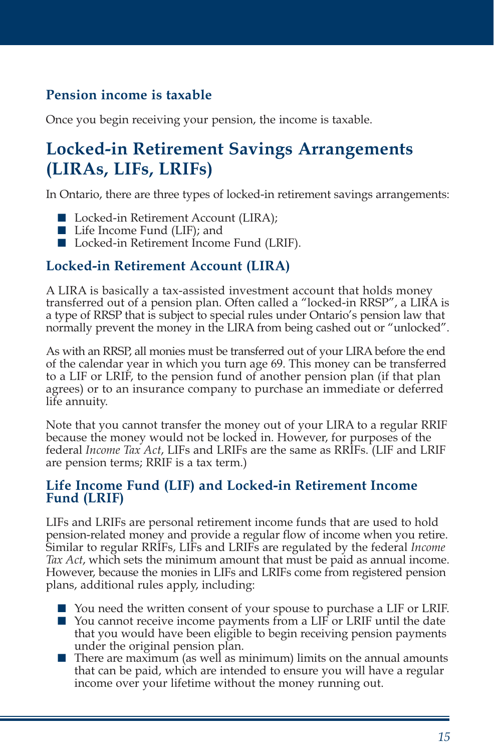### Pension income is taxable

Once you begin receiving your pension, the income is taxable.

## Locked-in Retirement Savings Arrangements (LIRAs, LIFs, LRIFs)

In Ontario, there are three types of locked-in retirement savings arrangements:

- Locked-in Retirement Account (LIRA);
- Life Income Fund (LIF); and
- Locked-in Retirement Income Fund (LRIF).

### Locked-in Retirement Account (LIRA)

A LIRA is basically a tax-assisted investment account that holds money transferred out of a pension plan. Often called a "locked-in RRSP", a LIRA is a type of RRSP that is subject to special rules under Ontario's pension law that normally prevent the money in the LIRA from being cashed out or "unlocked".

As with an RRSP, all monies must be transferred out of your LIRA before the end of the calendar year in which you turn age 69. This money can be transferred to a LIF or LRIF, to the pension fund of another pension plan (if that plan agrees) or to an insurance company to purchase an immediate or deferred life annuity.

Note that you cannot transfer the money out of your LIRA to a regular RRIF because the money would not be locked in. However, for purposes of the federal *Income Tax Act*, LIFs and LRIFs are the same as RRIFs. (LIF and LRIF are pension terms; RRIF is a tax term.)

### Life Income Fund (LIF) and Locked-in Retirement Income Fund (LRIF)

LIFs and LRIFs are personal retirement income funds that are used to hold pension-related money and provide a regular flow of income when you retire. Similar to regular RRIFs, LIFs and LRIFs are regulated by the federal *Income Tax Act*, which sets the minimum amount that must be paid as annual income. However, because the monies in LIFs and LRIFs come from registered pension plans, additional rules apply, including:

- You need the written consent of your spouse to purchase a LIF or LRIF.
- You cannot receive income payments from a LIF or LRIF until the date that you would have been eligible to begin receiving pension payments under the original pension plan.
- There are maximum (as well as minimum) limits on the annual amounts that can be paid, which are intended to ensure you will have a regular income over your lifetime without the money running out.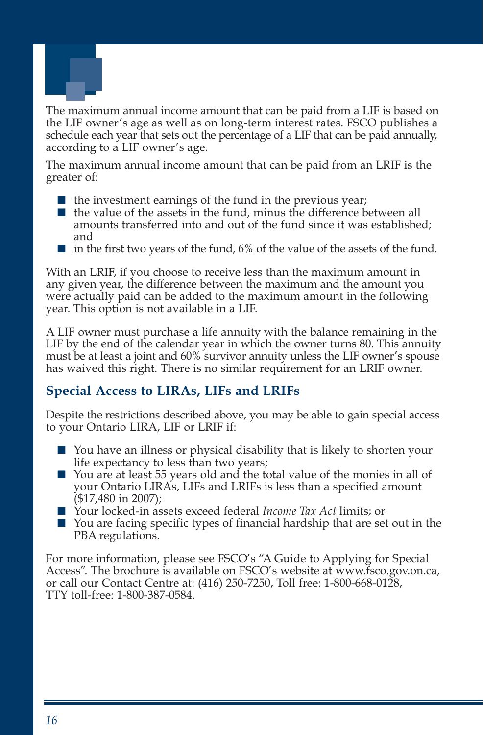The maximum annual income amount that can be paid from a LIF is based on the LIF owner's age as well as on long-term interest rates. FSCO publishes a schedule each year that sets out the percentage of a LIF that can be paid annually, according to a LIF owner's age.

The maximum annual income amount that can be paid from an LRIF is the greater of:

- the investment earnings of the fund in the previous year;
- the value of the assets in the fund, minus the difference between all amounts transferred into and out of the fund since it was established; and
- in the first two years of the fund, 6% of the value of the assets of the fund.

With an LRIF, if you choose to receive less than the maximum amount in any given year, the difference between the maximum and the amount you were actually paid can be added to the maximum amount in the following year. This option is not available in a LIF.

A LIF owner must purchase a life annuity with the balance remaining in the LIF by the end of the calendar year in which the owner turns 80. This annuity must be at least a joint and 60% survivor annuity unless the LIF owner's spouse has waived this right. There is no similar requirement for an LRIF owner.

## Special Access to LIRAs, LIFs and LRIFs

Despite the restrictions described above, you may be able to gain special access to your Ontario LIRA, LIF or LRIF if:

- You have an illness or physical disability that is likely to shorten your life expectancy to less than two years;
- You are at least 55 years old and the total value of the monies in all of your Ontario LIRAs, LIFs and LRIFs is less than a specified amount ($17,480 in 2007);
- Your locked-in assets exceed federal *Income Tax Act* limits; or
- You are facing specific types of financial hardship that are set out in the PBA regulations.

For more information, please see FSCO's "A Guide to Applying for Special Access". The brochure is available on FSCO's website at www.fsco.gov.on.ca, or call our Contact Centre at: (416) 250-7250, Toll free: 1-800-668-0128, TTY toll-free: 1-800-387-0584.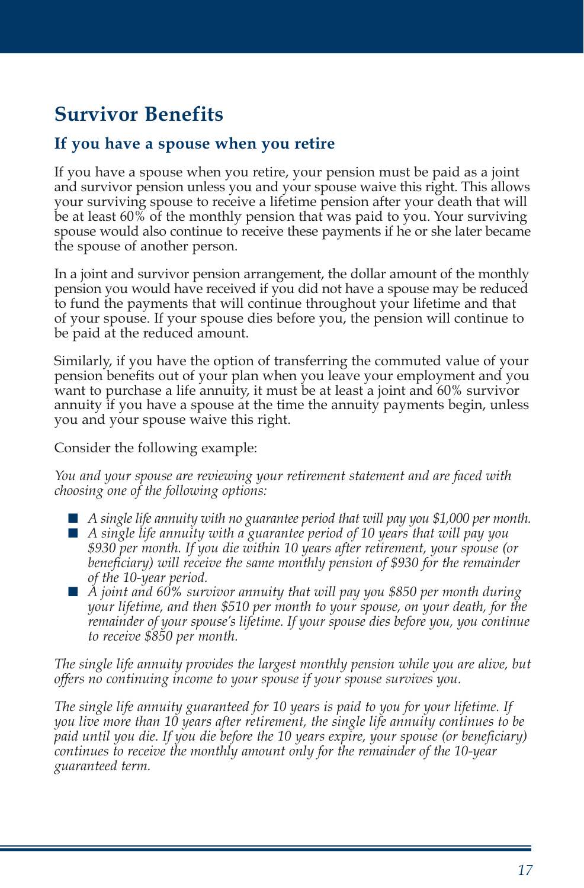## Survivor Benefits

### If you have a spouse when you retire

If you have a spouse when you retire, your pension must be paid as a joint and survivor pension unless you and your spouse waive this right. This allows your surviving spouse to receive a lifetime pension after your death that will be at least 60% of the monthly pension that was paid to you. Your surviving spouse would also continue to receive these payments if he or she later became the spouse of another person.

In a joint and survivor pension arrangement, the dollar amount of the monthly pension you would have received if you did not have a spouse may be reduced to fund the payments that will continue throughout your lifetime and that of your spouse. If your spouse dies before you, the pension will continue to be paid at the reduced amount.

Similarly, if you have the option of transferring the commuted value of your pension benefits out of your plan when you leave your employment and you want to purchase a life annuity, it must be at least a joint and 60% survivor annuity if you have a spouse at the time the annuity payments begin, unless you and your spouse waive this right.

Consider the following example:

*You and your spouse are reviewing your retirement statement and are faced with choosing one of the following options:*

- *A single life annuity with no guarantee period that will pay you $1,000 per month.*
- *A single life annuity with a guarantee period of 10 years that will pay you $930 per month. If you die within 10 years after retirement, your spouse (or beneficiary) will receive the same monthly pension of $930 for the remainder of the 10-year period.*
- *A joint and 60% survivor annuity that will pay you $850 per month during your lifetime, and then $510 per month to your spouse, on your death, for the remainder of your spouse's lifetime. If your spouse dies before you, you continue to receive $850 per month.*

*The single life annuity provides the largest monthly pension while you are alive, but offers no continuing income to your spouse if your spouse survives you.*

*The single life annuity guaranteed for 10 years is paid to you for your lifetime. If you live more than 10 years after retirement, the single life annuity continues to be paid until you die. If you die before the 10 years expire, your spouse (or beneficiary) continues to receive the monthly amount only for the remainder of the 10-year guaranteed term.*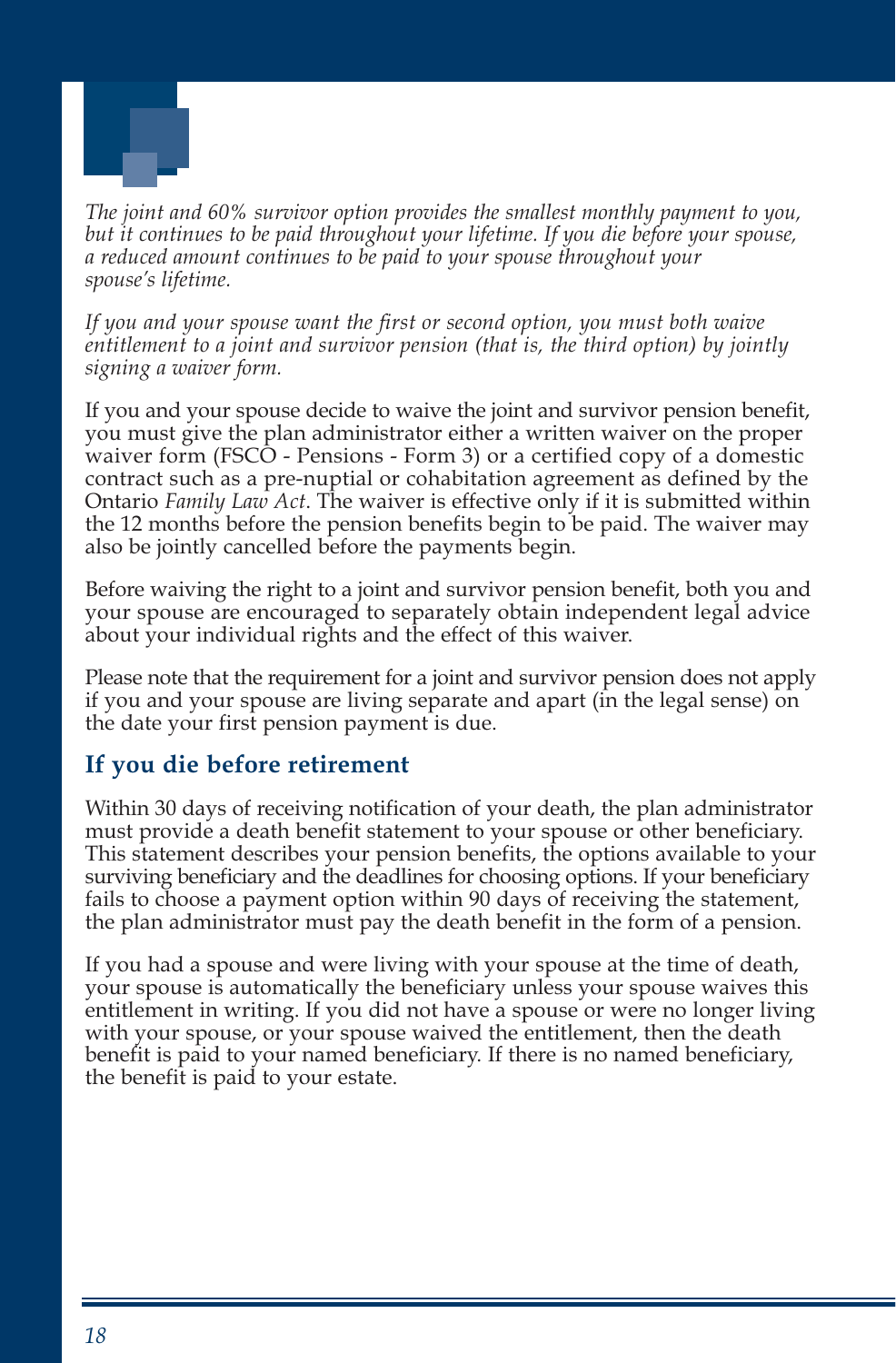*The joint and 60% survivor option provides the smallest monthly payment to you, but it continues to be paid throughout your lifetime. If you die before your spouse, a reduced amount continues to be paid to your spouse throughout your spouse's lifetime.*

*If you and your spouse want the first or second option, you must both waive entitlement to a joint and survivor pension (that is, the third option) by jointly signing a waiver form.*

If you and your spouse decide to waive the joint and survivor pension benefit, you must give the plan administrator either a written waiver on the proper waiver form (FSCO - Pensions - Form 3) or a certified copy of a domestic contract such as a pre-nuptial or cohabitation agreement as defined by the Ontario *Family Law Act*. The waiver is effective only if it is submitted within the 12 months before the pension benefits begin to be paid. The waiver may also be jointly cancelled before the payments begin.

Before waiving the right to a joint and survivor pension benefit, both you and your spouse are encouraged to separately obtain independent legal advice about your individual rights and the effect of this waiver.

Please note that the requirement for a joint and survivor pension does not apply if you and your spouse are living separate and apart (in the legal sense) on the date your first pension payment is due.

## If you die before retirement

Within 30 days of receiving notification of your death, the plan administrator must provide a death benefit statement to your spouse or other beneficiary. This statement describes your pension benefits, the options available to your surviving beneficiary and the deadlines for choosing options. If your beneficiary fails to choose a payment option within 90 days of receiving the statement, the plan administrator must pay the death benefit in the form of a pension.

If you had a spouse and were living with your spouse at the time of death, your spouse is automatically the beneficiary unless your spouse waives this entitlement in writing. If you did not have a spouse or were no longer living with your spouse, or your spouse waived the entitlement, then the death benefit is paid to your named beneficiary. If there is no named beneficiary, the benefit is paid to your estate.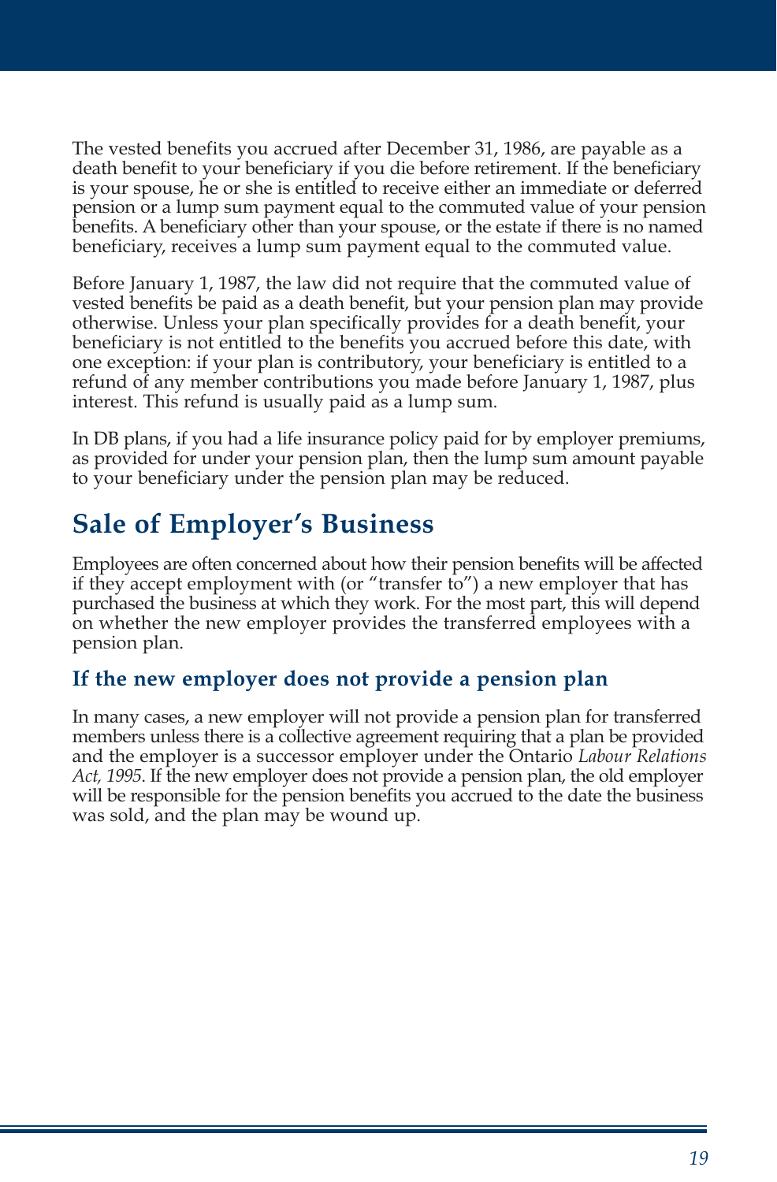The vested benefits you accrued after December 31, 1986, are payable as a death benefit to your beneficiary if you die before retirement. If the beneficiary is your spouse, he or she is entitled to receive either an immediate or deferred pension or a lump sum payment equal to the commuted value of your pension benefits. A beneficiary other than your spouse, or the estate if there is no named beneficiary, receives a lump sum payment equal to the commuted value.

Before January 1, 1987, the law did not require that the commuted value of vested benefits be paid as a death benefit, but your pension plan may provide otherwise. Unless your plan specifically provides for a death benefit, your beneficiary is not entitled to the benefits you accrued before this date, with one exception: if your plan is contributory, your beneficiary is entitled to a refund of any member contributions you made before January 1, 1987, plus interest. This refund is usually paid as a lump sum.

In DB plans, if you had a life insurance policy paid for by employer premiums, as provided for under your pension plan, then the lump sum amount payable to your beneficiary under the pension plan may be reduced.

## Sale of Employer's Business

Employees are often concerned about how their pension benefits will be affected if they accept employment with (or "transfer to") a new employer that has purchased the business at which they work. For the most part, this will depend on whether the new employer provides the transferred employees with a pension plan.

### If the new employer does not provide a pension plan

In many cases, a new employer will not provide a pension plan for transferred members unless there is a collective agreement requiring that a plan be provided and the employer is a successor employer under the Ontario *Labour Relations Act, 1995*. If the new employer does not provide a pension plan, the old employer will be responsible for the pension benefits you accrued to the date the business was sold, and the plan may be wound up.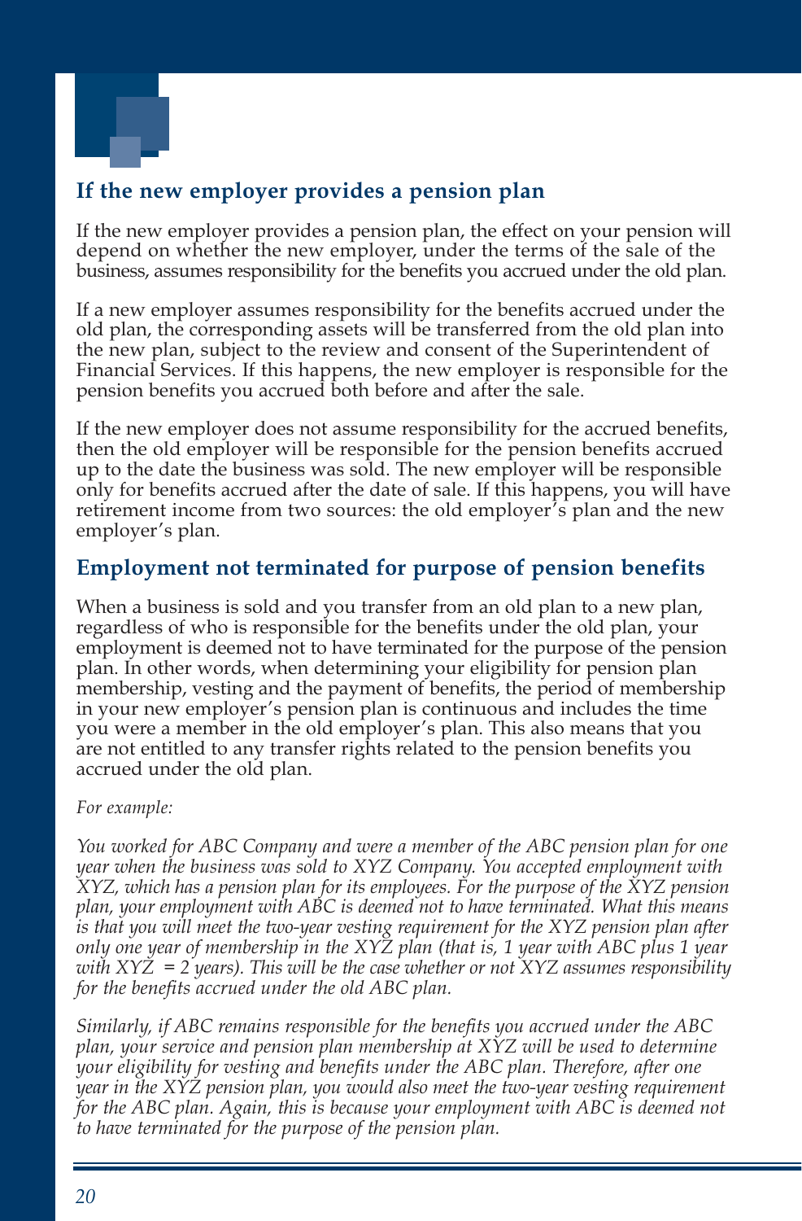## If the new employer provides a pension plan

If the new employer provides a pension plan, the effect on your pension will depend on whether the new employer, under the terms of the sale of the business, assumes responsibility for the benefits you accrued under the old plan.

If a new employer assumes responsibility for the benefits accrued under the old plan, the corresponding assets will be transferred from the old plan into the new plan, subject to the review and consent of the Superintendent of Financial Services. If this happens, the new employer is responsible for the pension benefits you accrued both before and after the sale.

If the new employer does not assume responsibility for the accrued benefits, then the old employer will be responsible for the pension benefits accrued up to the date the business was sold. The new employer will be responsible only for benefits accrued after the date of sale. If this happens, you will have retirement income from two sources: the old employer's plan and the new employer's plan.

## Employment not terminated for purpose of pension benefits

When a business is sold and you transfer from an old plan to a new plan, regardless of who is responsible for the benefits under the old plan, your employment is deemed not to have terminated for the purpose of the pension plan. In other words, when determining your eligibility for pension plan membership, vesting and the payment of benefits, the period of membership in your new employer's pension plan is continuous and includes the time you were a member in the old employer's plan. This also means that you are not entitled to any transfer rights related to the pension benefits you accrued under the old plan.

*For example:*

*You worked for ABC Company and were a member of the ABC pension plan for one year when the business was sold to XYZ Company. You accepted employment with XYZ, which has a pension plan for its employees. For the purpose of the XYZ pension plan, your employment with ABC is deemed not to have terminated. What this means is that you will meet the two-year vesting requirement for the XYZ pension plan after only one year of membership in the XYZ plan (that is, 1 year with ABC plus 1 year with XYZ = 2 years). This will be the case whether or not XYZ assumes responsibility for the benefits accrued under the old ABC plan.*

*Similarly, if ABC remains responsible for the benefits you accrued under the ABC plan, your service and pension plan membership at XYZ will be used to determine your eligibility for vesting and benefits under the ABC plan. Therefore, after one year in the XYZ pension plan, you would also meet the two-year vesting requirement for the ABC plan. Again, this is because your employment with ABC is deemed not to have terminated for the purpose of the pension plan.*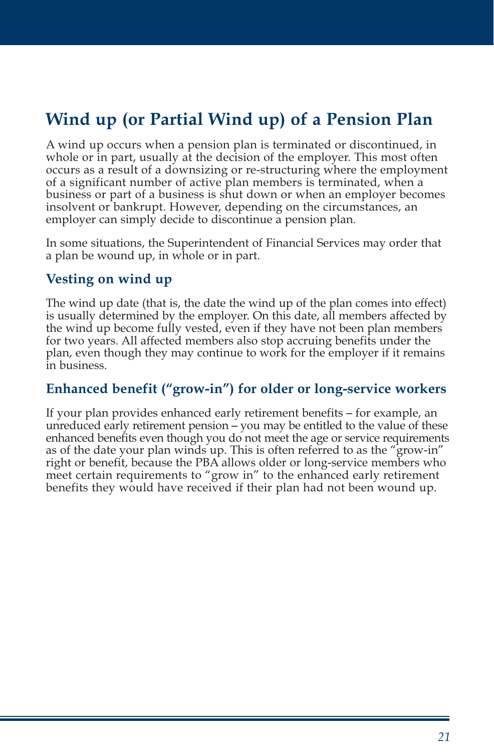## Wind up (or Partial Wind up) of a Pension Plan

A wind up occurs when a pension plan is terminated or discontinued, in whole or in part, usually at the decision of the employer. This most often occurs as a result of a downsizing or re-structuring where the employment of a significant number of active plan members is terminated, when a business or part of a business is shut down or when an employer becomes insolvent or bankrupt. However, depending on the circumstances, an employer can simply decide to discontinue a pension plan.

In some situations, the Superintendent of Financial Services may order that a plan be wound up, in whole or in part.

### Vesting on wind up

The wind up date (that is, the date the wind up of the plan comes into effect) is usually determined by the employer. On this date, all members affected by the wind up become fully vested, even if they have not been plan members for two years. All affected members also stop accruing benefits under the plan, even though they may continue to work for the employer if it remains in business.

### Enhanced benefit ("grow-in") for older or long-service workers

If your plan provides enhanced early retirement benefits – for example, an unreduced early retirement pension – you may be entitled to the value of these enhanced benefits even though you do not meet the age or service requirements as of the date your plan winds up. This is often referred to as the "grow-in" right or benefit, because the PBA allows older or long-service members who meet certain requirements to "grow in" to the enhanced early retirement benefits they would have received if their plan had not been wound up.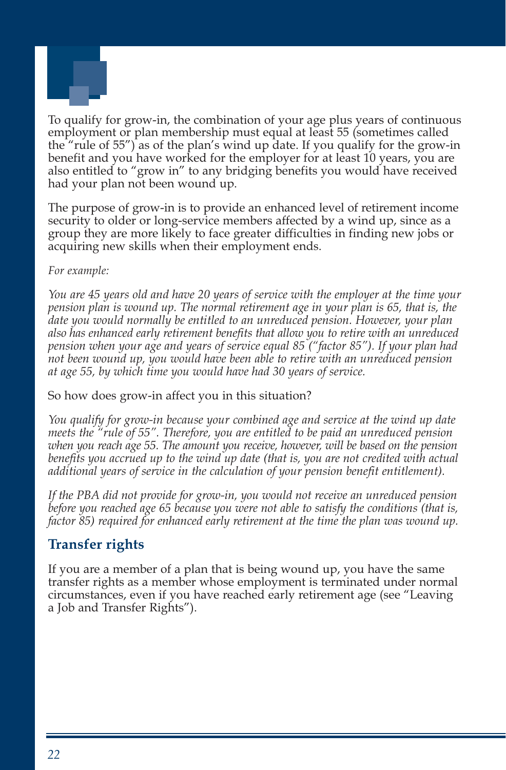To qualify for grow-in, the combination of your age plus years of continuous employment or plan membership must equal at least 55 (sometimes called the "rule of 55") as of the plan's wind up date. If you qualify for the grow-in benefit and you have worked for the employer for at least 10 years, you are also entitled to "grow in" to any bridging benefits you would have received had your plan not been wound up.

The purpose of grow-in is to provide an enhanced level of retirement income security to older or long-service members affected by a wind up, since as a group they are more likely to face greater difficulties in finding new jobs or acquiring new skills when their employment ends.

*For example:*

*You are 45 years old and have 20 years of service with the employer at the time your pension plan is wound up. The normal retirement age in your plan is 65, that is, the date you would normally be entitled to an unreduced pension. However, your plan also has enhanced early retirement benefits that allow you to retire with an unreduced pension when your age and years of service equal 85 ("factor 85"). If your plan had not been wound up, you would have been able to retire with an unreduced pension at age 55, by which time you would have had 30 years of service.*

So how does grow-in affect you in this situation?

*You qualify for grow-in because your combined age and service at the wind up date meets the "rule of 55". Therefore, you are entitled to be paid an unreduced pension when you reach age 55. The amount you receive, however, will be based on the pension benefits you accrued up to the wind up date (that is, you are not credited with actual additional years of service in the calculation of your pension benefit entitlement).*

*If the PBA did not provide for grow-in, you would not receive an unreduced pension before you reached age 65 because you were not able to satisfy the conditions (that is, factor 85) required for enhanced early retirement at the time the plan was wound up.*

## Transfer rights

If you are a member of a plan that is being wound up, you have the same transfer rights as a member whose employment is terminated under normal circumstances, even if you have reached early retirement age (see "Leaving a Job and Transfer Rights").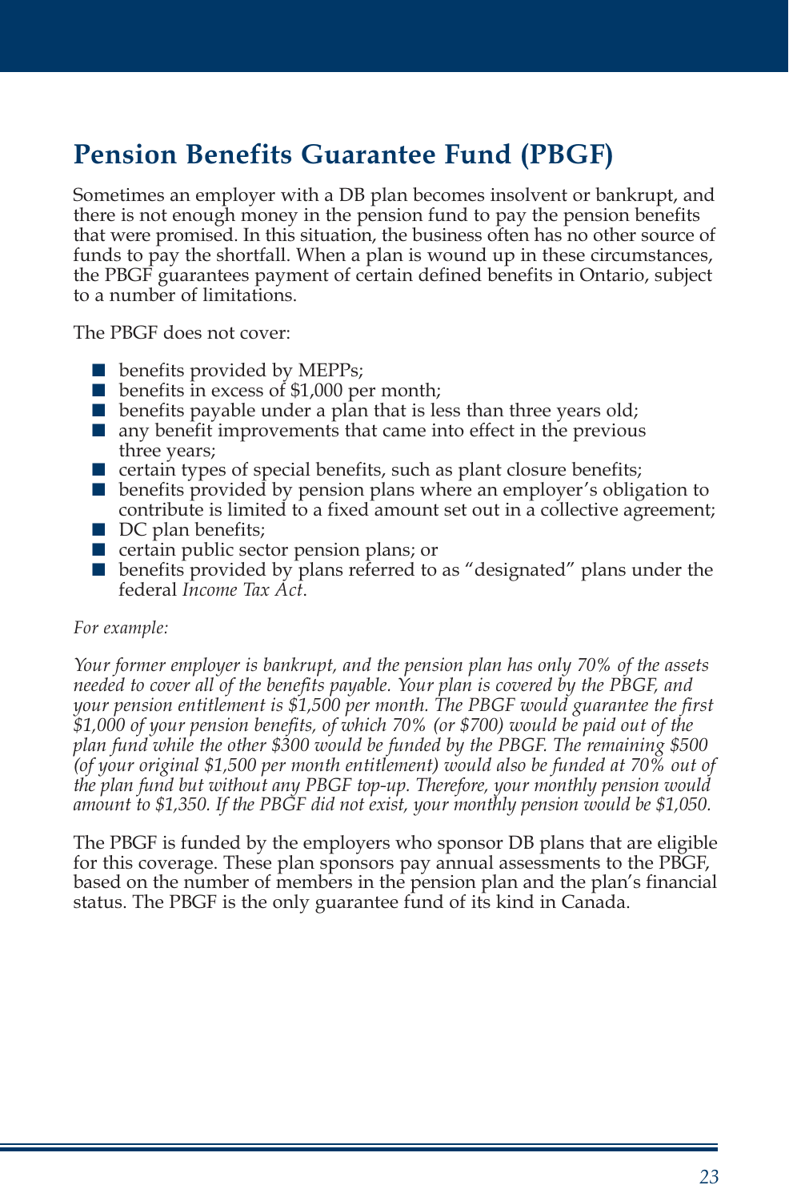## Pension Benefits Guarantee Fund (PBGF)

Sometimes an employer with a DB plan becomes insolvent or bankrupt, and there is not enough money in the pension fund to pay the pension benefits that were promised. In this situation, the business often has no other source of funds to pay the shortfall. When a plan is wound up in these circumstances, the PBGF guarantees payment of certain defined benefits in Ontario, subject to a number of limitations.

The PBGF does not cover:

- benefits provided by MEPPs;
- benefits in excess of $1,000 per month;
- benefits payable under a plan that is less than three years old;
- any benefit improvements that came into effect in the previous three years;
- certain types of special benefits, such as plant closure benefits;
- benefits provided by pension plans where an employer's obligation to contribute is limited to a fixed amount set out in a collective agreement;
- DC plan benefits;
- certain public sector pension plans; or
- benefits provided by plans referred to as "designated" plans under the federal *Income Tax Act*.

*For example:*

*Your former employer is bankrupt, and the pension plan has only 70% of the assets needed to cover all of the benefits payable. Your plan is covered by the PBGF, and your pension entitlement is $1,500 per month. The PBGF would guarantee the first $1,000 of your pension benefits, of which 70% (or $700) would be paid out of the plan fund while the other $300 would be funded by the PBGF. The remaining $500 (of your original $1,500 per month entitlement) would also be funded at 70% out of the plan fund but without any PBGF top-up. Therefore, your monthly pension would amount to $1,350. If the PBGF did not exist, your monthly pension would be $1,050.*

The PBGF is funded by the employers who sponsor DB plans that are eligible for this coverage. These plan sponsors pay annual assessments to the PBGF, based on the number of members in the pension plan and the plan's financial status. The PBGF is the only guarantee fund of its kind in Canada.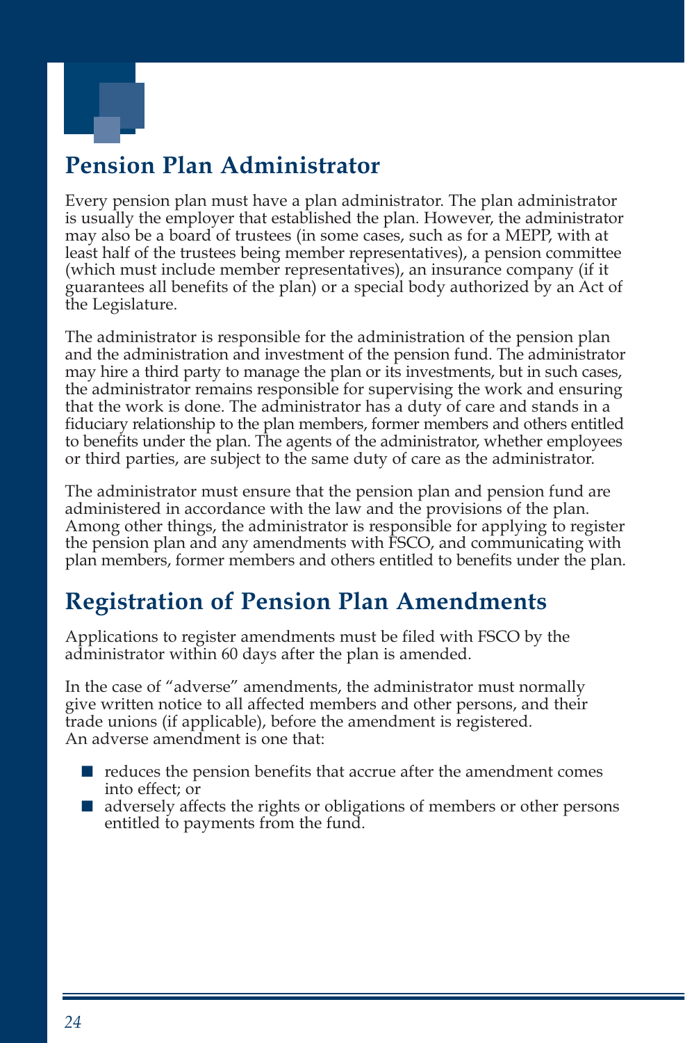## Pension Plan Administrator

Every pension plan must have a plan administrator. The plan administrator is usually the employer that established the plan. However, the administrator may also be a board of trustees (in some cases, such as for a MEPP, with at least half of the trustees being member representatives), a pension committee (which must include member representatives), an insurance company (if it guarantees all benefits of the plan) or a special body authorized by an Act of the Legislature.

The administrator is responsible for the administration of the pension plan and the administration and investment of the pension fund. The administrator may hire a third party to manage the plan or its investments, but in such cases, the administrator remains responsible for supervising the work and ensuring that the work is done. The administrator has a duty of care and stands in a fiduciary relationship to the plan members, former members and others entitled to benefits under the plan. The agents of the administrator, whether employees or third parties, are subject to the same duty of care as the administrator.

The administrator must ensure that the pension plan and pension fund are administered in accordance with the law and the provisions of the plan. Among other things, the administrator is responsible for applying to register the pension plan and any amendments with FSCO, and communicating with plan members, former members and others entitled to benefits under the plan.

## Registration of Pension Plan Amendments

Applications to register amendments must be filed with FSCO by the administrator within 60 days after the plan is amended.

In the case of "adverse" amendments, the administrator must normally give written notice to all affected members and other persons, and their trade unions (if applicable), before the amendment is registered. An adverse amendment is one that:

- reduces the pension benefits that accrue after the amendment comes into effect; or
- adversely affects the rights or obligations of members or other persons entitled to payments from the fund.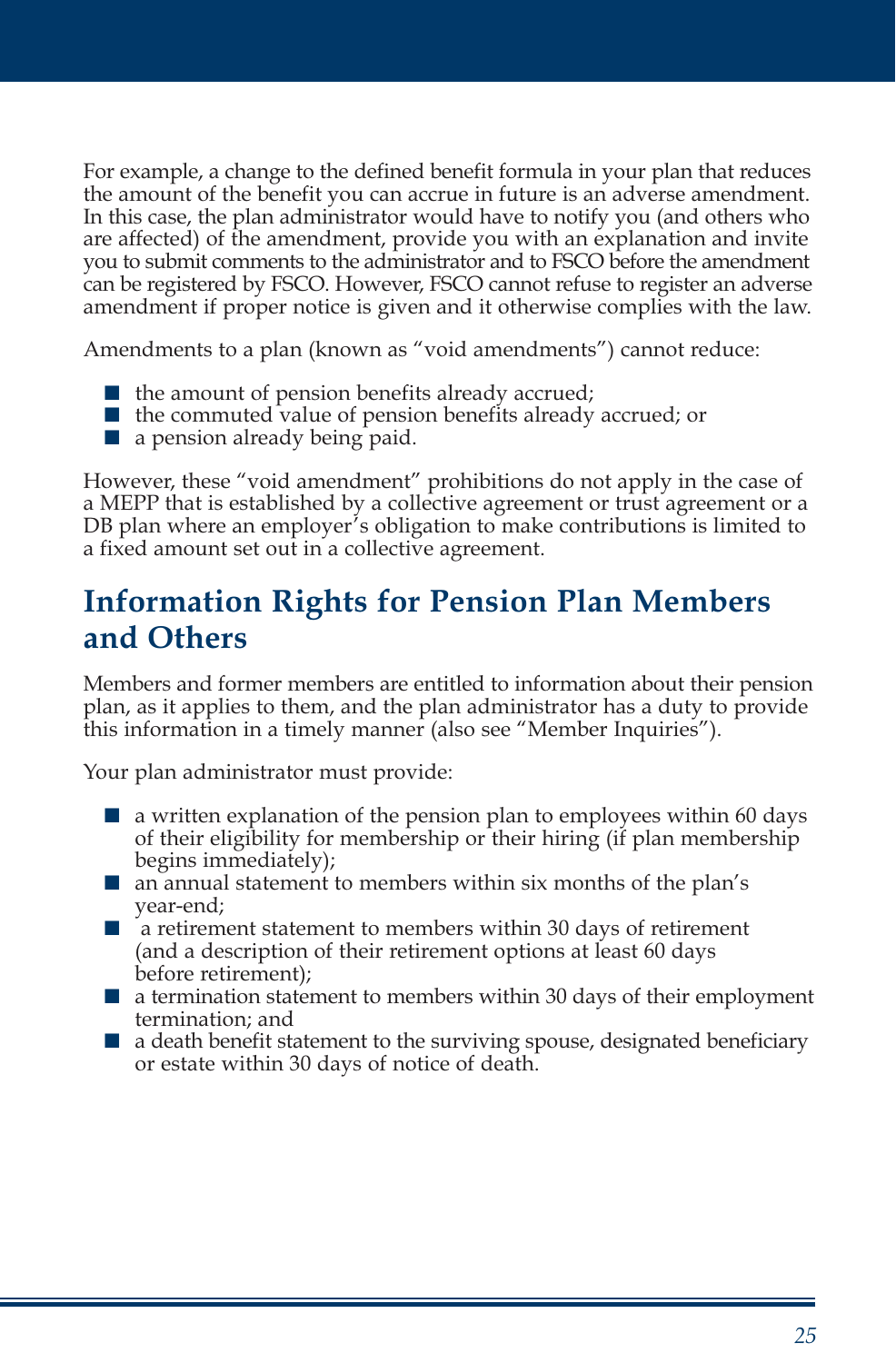For example, a change to the defined benefit formula in your plan that reduces the amount of the benefit you can accrue in future is an adverse amendment. In this case, the plan administrator would have to notify you (and others who are affected) of the amendment, provide you with an explanation and invite you to submit comments to the administrator and to FSCO before the amendment can be registered by FSCO. However, FSCO cannot refuse to register an adverse amendment if proper notice is given and it otherwise complies with the law.

Amendments to a plan (known as "void amendments") cannot reduce:

- the amount of pension benefits already accrued;
- the commuted value of pension benefits already accrued; or
- a pension already being paid.

However, these "void amendment" prohibitions do not apply in the case of a MEPP that is established by a collective agreement or trust agreement or a DB plan where an employer's obligation to make contributions is limited to a fixed amount set out in a collective agreement.

## Information Rights for Pension Plan Members and Others

Members and former members are entitled to information about their pension plan, as it applies to them, and the plan administrator has a duty to provide this information in a timely manner (also see "Member Inquiries").

Your plan administrator must provide:

- a written explanation of the pension plan to employees within 60 days of their eligibility for membership or their hiring (if plan membership begins immediately);
- an annual statement to members within six months of the plan's year-end;
- a retirement statement to members within 30 days of retirement (and a description of their retirement options at least 60 days before retirement);
- a termination statement to members within 30 days of their employment termination; and
- a death benefit statement to the surviving spouse, designated beneficiary or estate within 30 days of notice of death.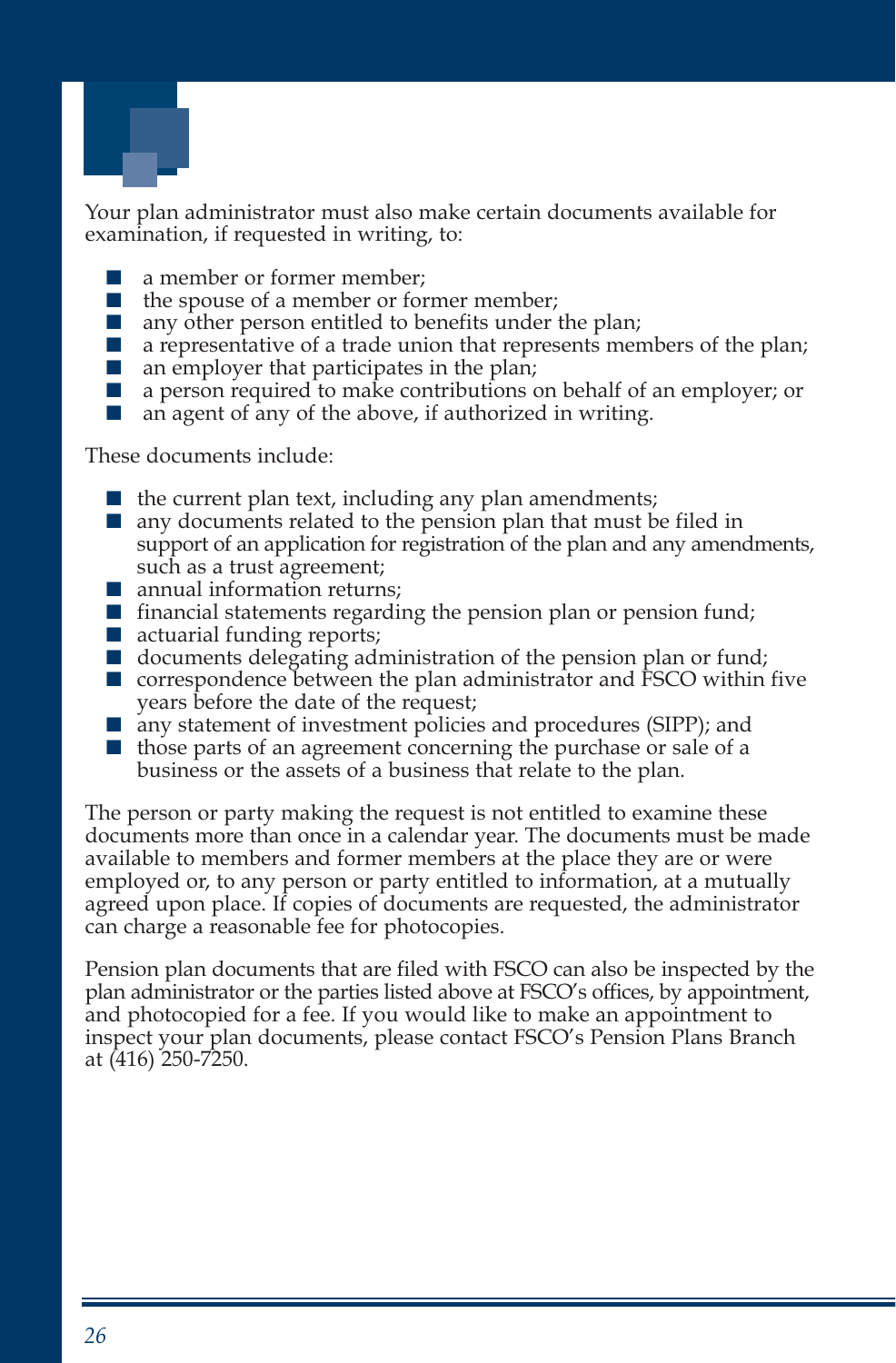Your plan administrator must also make certain documents available for examination, if requested in writing, to:

- a member or former member;
- the spouse of a member or former member;
- any other person entitled to benefits under the plan;
- a representative of a trade union that represents members of the plan;
- an employer that participates in the plan;
- a person required to make contributions on behalf of an employer; or
- an agent of any of the above, if authorized in writing.

These documents include:

- the current plan text, including any plan amendments;
- any documents related to the pension plan that must be filed in support of an application for registration of the plan and any amendments, such as a trust agreement;
- annual information returns;
- financial statements regarding the pension plan or pension fund;
- actuarial funding reports;
- documents delegating administration of the pension plan or fund;
- correspondence between the plan administrator and FSCO within five years before the date of the request;
- any statement of investment policies and procedures (SIPP); and
- those parts of an agreement concerning the purchase or sale of a business or the assets of a business that relate to the plan.

The person or party making the request is not entitled to examine these documents more than once in a calendar year. The documents must be made available to members and former members at the place they are or were employed or, to any person or party entitled to information, at a mutually agreed upon place. If copies of documents are requested, the administrator can charge a reasonable fee for photocopies.

Pension plan documents that are filed with FSCO can also be inspected by the plan administrator or the parties listed above at FSCO's offices, by appointment, and photocopied for a fee. If you would like to make an appointment to inspect your plan documents, please contact FSCO's Pension Plans Branch at (416) 250-7250.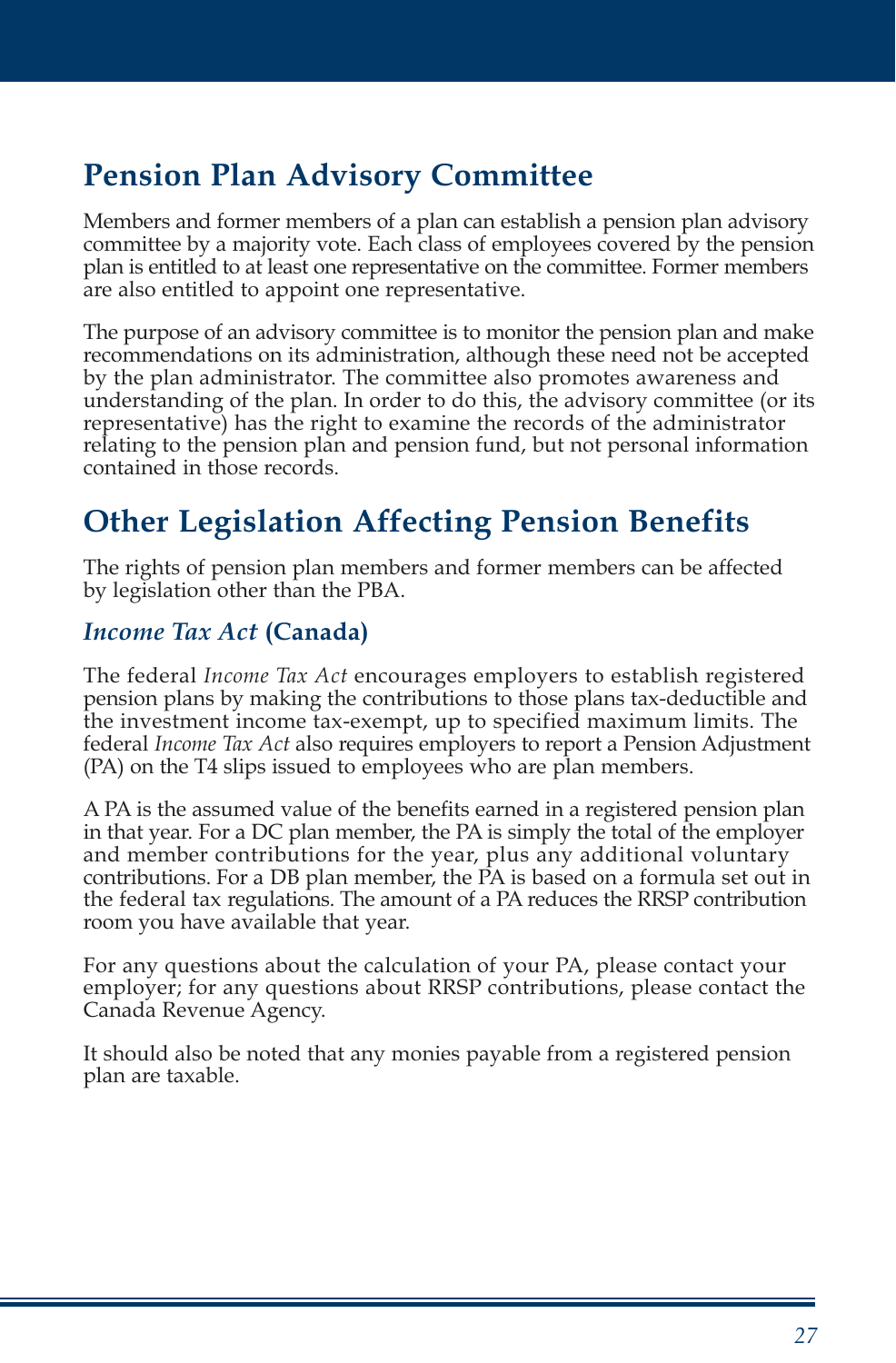## Pension Plan Advisory Committee

Members and former members of a plan can establish a pension plan advisory committee by a majority vote. Each class of employees covered by the pension plan is entitled to at least one representative on the committee. Former members are also entitled to appoint one representative.

The purpose of an advisory committee is to monitor the pension plan and make recommendations on its administration, although these need not be accepted by the plan administrator. The committee also promotes awareness and understanding of the plan. In order to do this, the advisory committee (or its representative) has the right to examine the records of the administrator relating to the pension plan and pension fund, but not personal information contained in those records.

## Other Legislation Affecting Pension Benefits

The rights of pension plan members and former members can be affected by legislation other than the PBA.

### *Income Tax Act* (Canada)

The federal *Income Tax Act* encourages employers to establish registered pension plans by making the contributions to those plans tax-deductible and the investment income tax-exempt, up to specified maximum limits. The federal *Income Tax Act* also requires employers to report a Pension Adjustment (PA) on the T4 slips issued to employees who are plan members.

A PA is the assumed value of the benefits earned in a registered pension plan in that year. For a DC plan member, the PA is simply the total of the employer and member contributions for the year, plus any additional voluntary contributions. For a DB plan member, the PA is based on a formula set out in the federal tax regulations. The amount of a PA reduces the RRSP contribution room you have available that year.

For any questions about the calculation of your PA, please contact your employer; for any questions about RRSP contributions, please contact the Canada Revenue Agency.

It should also be noted that any monies payable from a registered pension plan are taxable.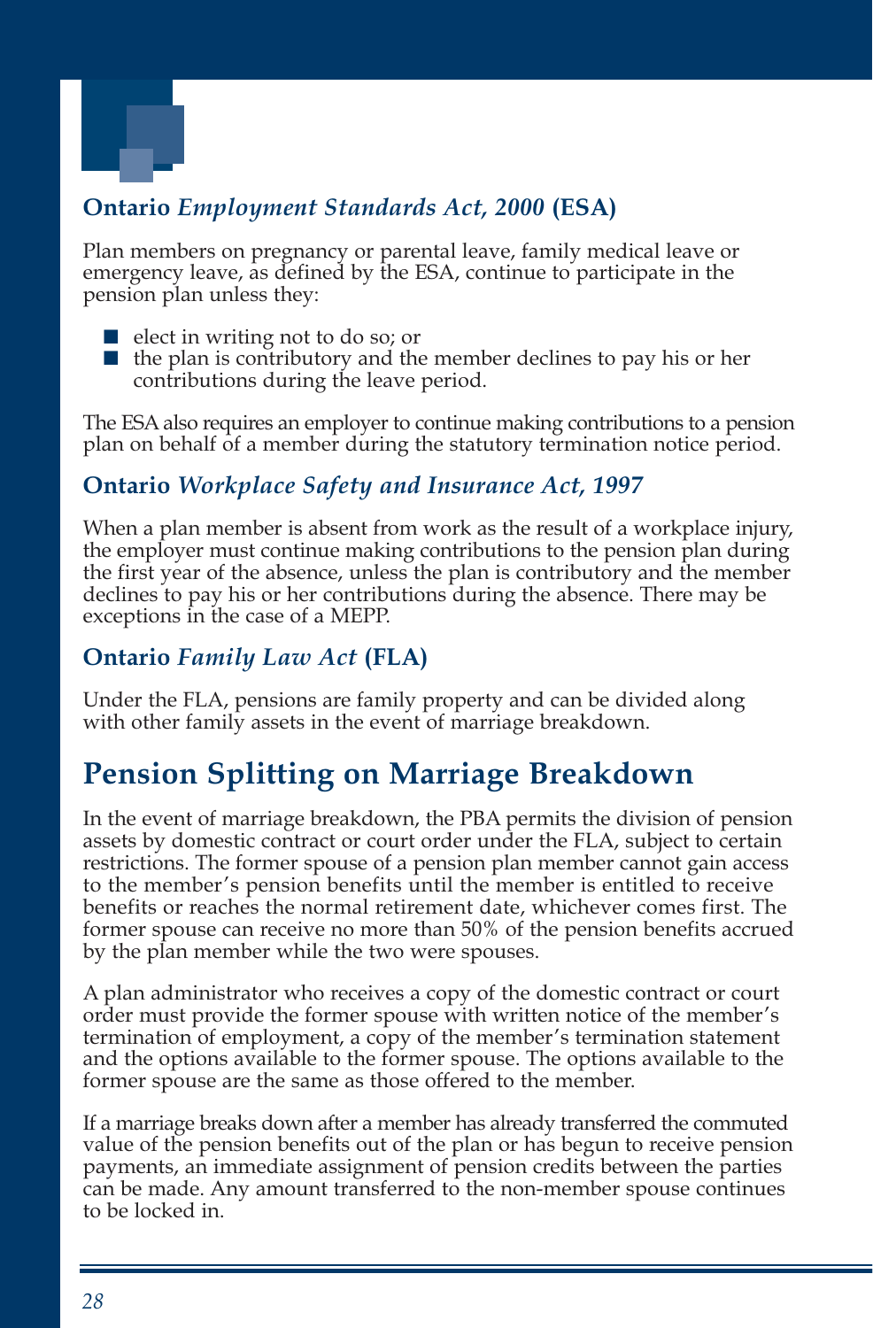### Ontario *Employment Standards Act, 2000* (ESA)

Plan members on pregnancy or parental leave, family medical leave or emergency leave, as defined by the ESA, continue to participate in the pension plan unless they:

- elect in writing not to do so; or
- the plan is contributory and the member declines to pay his or her contributions during the leave period.

The ESA also requires an employer to continue making contributions to a pension plan on behalf of a member during the statutory termination notice period.

### Ontario *Workplace Safety and Insurance Act, 1997*

When a plan member is absent from work as the result of a workplace injury, the employer must continue making contributions to the pension plan during the first year of the absence, unless the plan is contributory and the member declines to pay his or her contributions during the absence. There may be exceptions in the case of a MEPP.

### Ontario *Family Law Act* (FLA)

Under the FLA, pensions are family property and can be divided along with other family assets in the event of marriage breakdown.

## Pension Splitting on Marriage Breakdown

In the event of marriage breakdown, the PBA permits the division of pension assets by domestic contract or court order under the FLA, subject to certain restrictions. The former spouse of a pension plan member cannot gain access to the member's pension benefits until the member is entitled to receive benefits or reaches the normal retirement date, whichever comes first. The former spouse can receive no more than 50% of the pension benefits accrued by the plan member while the two were spouses.

A plan administrator who receives a copy of the domestic contract or court order must provide the former spouse with written notice of the member's termination of employment, a copy of the member's termination statement and the options available to the former spouse. The options available to the former spouse are the same as those offered to the member.

If a marriage breaks down after a member has already transferred the commuted value of the pension benefits out of the plan or has begun to receive pension payments, an immediate assignment of pension credits between the parties can be made. Any amount transferred to the non-member spouse continues to be locked in.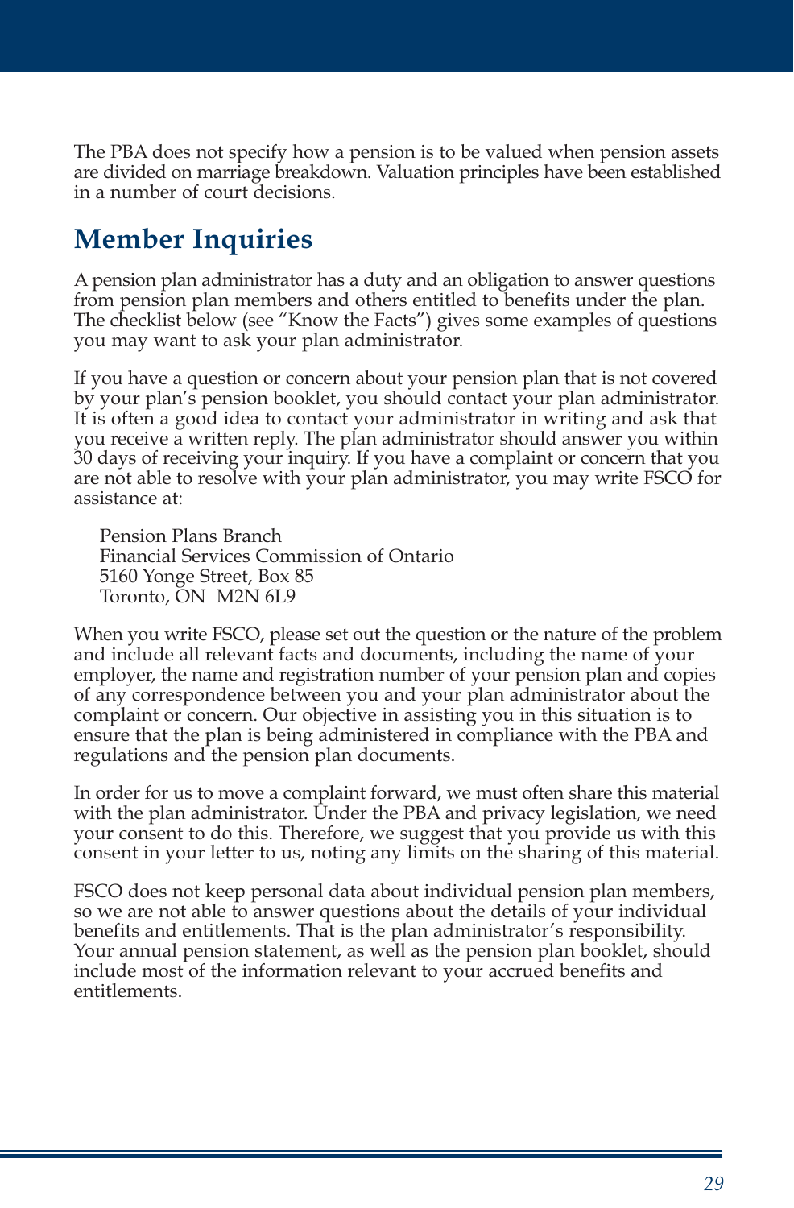The PBA does not specify how a pension is to be valued when pension assets are divided on marriage breakdown. Valuation principles have been established in a number of court decisions.

## Member Inquiries

A pension plan administrator has a duty and an obligation to answer questions from pension plan members and others entitled to benefits under the plan. The checklist below (see "Know the Facts") gives some examples of questions you may want to ask your plan administrator.

If you have a question or concern about your pension plan that is not covered by your plan's pension booklet, you should contact your plan administrator. It is often a good idea to contact your administrator in writing and ask that you receive a written reply. The plan administrator should answer you within 30 days of receiving your inquiry. If you have a complaint or concern that you are not able to resolve with your plan administrator, you may write FSCO for assistance at:

> Pension Plans Branch
> Financial Services Commission of Ontario
> 5160 Yonge Street, Box 85
> Toronto, ON  M2N 6L9

When you write FSCO, please set out the question or the nature of the problem and include all relevant facts and documents, including the name of your employer, the name and registration number of your pension plan and copies of any correspondence between you and your plan administrator about the complaint or concern. Our objective in assisting you in this situation is to ensure that the plan is being administered in compliance with the PBA and regulations and the pension plan documents.

In order for us to move a complaint forward, we must often share this material with the plan administrator. Under the PBA and privacy legislation, we need your consent to do this. Therefore, we suggest that you provide us with this consent in your letter to us, noting any limits on the sharing of this material.

FSCO does not keep personal data about individual pension plan members, so we are not able to answer questions about the details of your individual benefits and entitlements. That is the plan administrator's responsibility. Your annual pension statement, as well as the pension plan booklet, should include most of the information relevant to your accrued benefits and entitlements.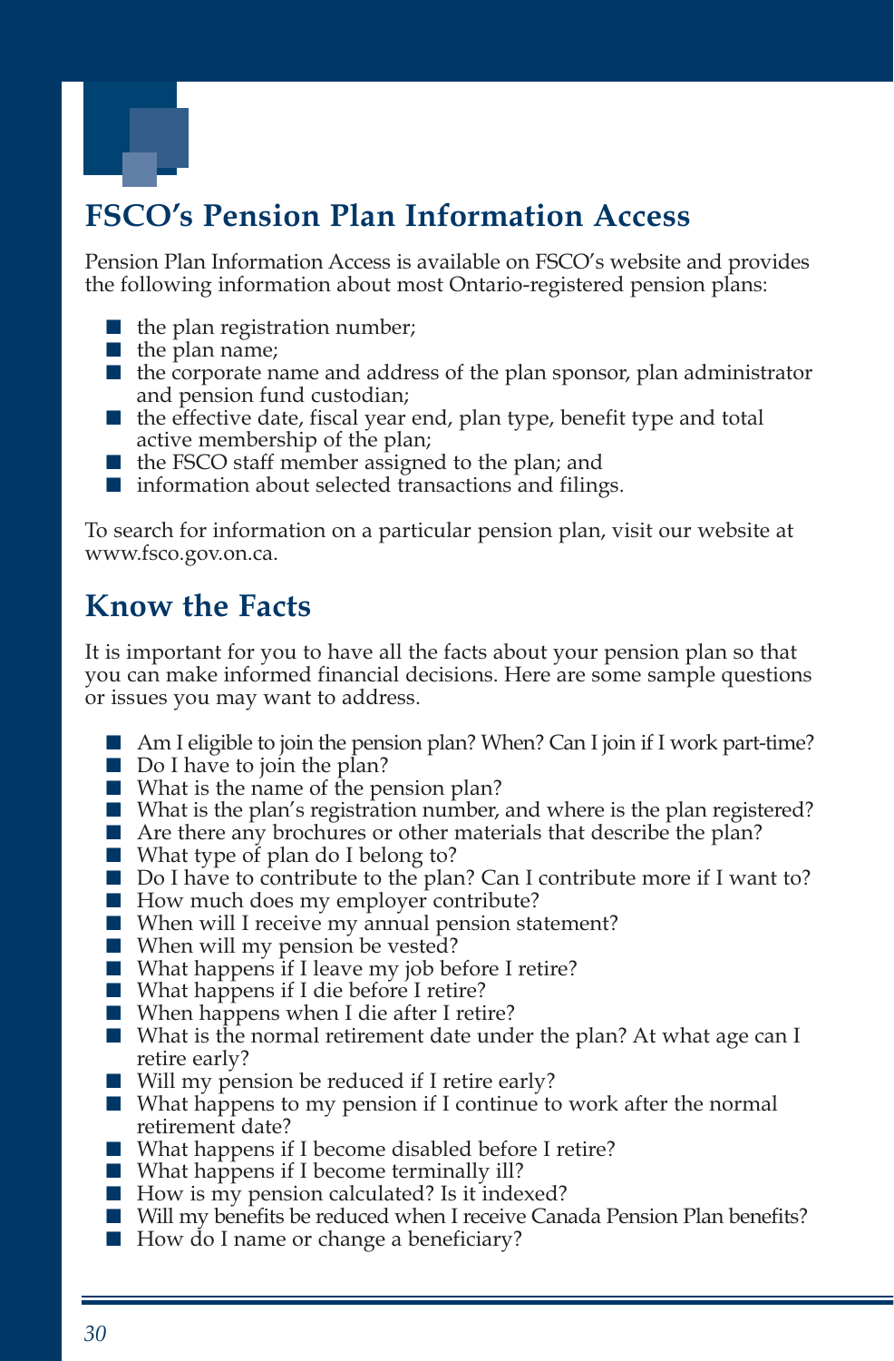## FSCO's Pension Plan Information Access

Pension Plan Information Access is available on FSCO's website and provides the following information about most Ontario-registered pension plans:

- the plan registration number;
- the plan name;
- the corporate name and address of the plan sponsor, plan administrator and pension fund custodian;
- the effective date, fiscal year end, plan type, benefit type and total active membership of the plan;
- the FSCO staff member assigned to the plan; and
- information about selected transactions and filings.

To search for information on a particular pension plan, visit our website at www.fsco.gov.on.ca.

## Know the Facts

It is important for you to have all the facts about your pension plan so that you can make informed financial decisions. Here are some sample questions or issues you may want to address.

- Am I eligible to join the pension plan? When? Can I join if I work part-time?
- Do I have to join the plan?
- What is the name of the pension plan?
- What is the plan's registration number, and where is the plan registered?
- Are there any brochures or other materials that describe the plan?
- What type of plan do I belong to?
- Do I have to contribute to the plan? Can I contribute more if I want to?
- How much does my employer contribute?
- When will I receive my annual pension statement?
- When will my pension be vested?
- What happens if I leave my job before I retire?
- What happens if I die before I retire?
- When happens when I die after I retire?
- What is the normal retirement date under the plan? At what age can I retire early?
- Will my pension be reduced if I retire early?
- What happens to my pension if I continue to work after the normal retirement date?
- What happens if I become disabled before I retire?
- What happens if I become terminally ill?
- How is my pension calculated? Is it indexed?
- Will my benefits be reduced when I receive Canada Pension Plan benefits?
- How do I name or change a beneficiary?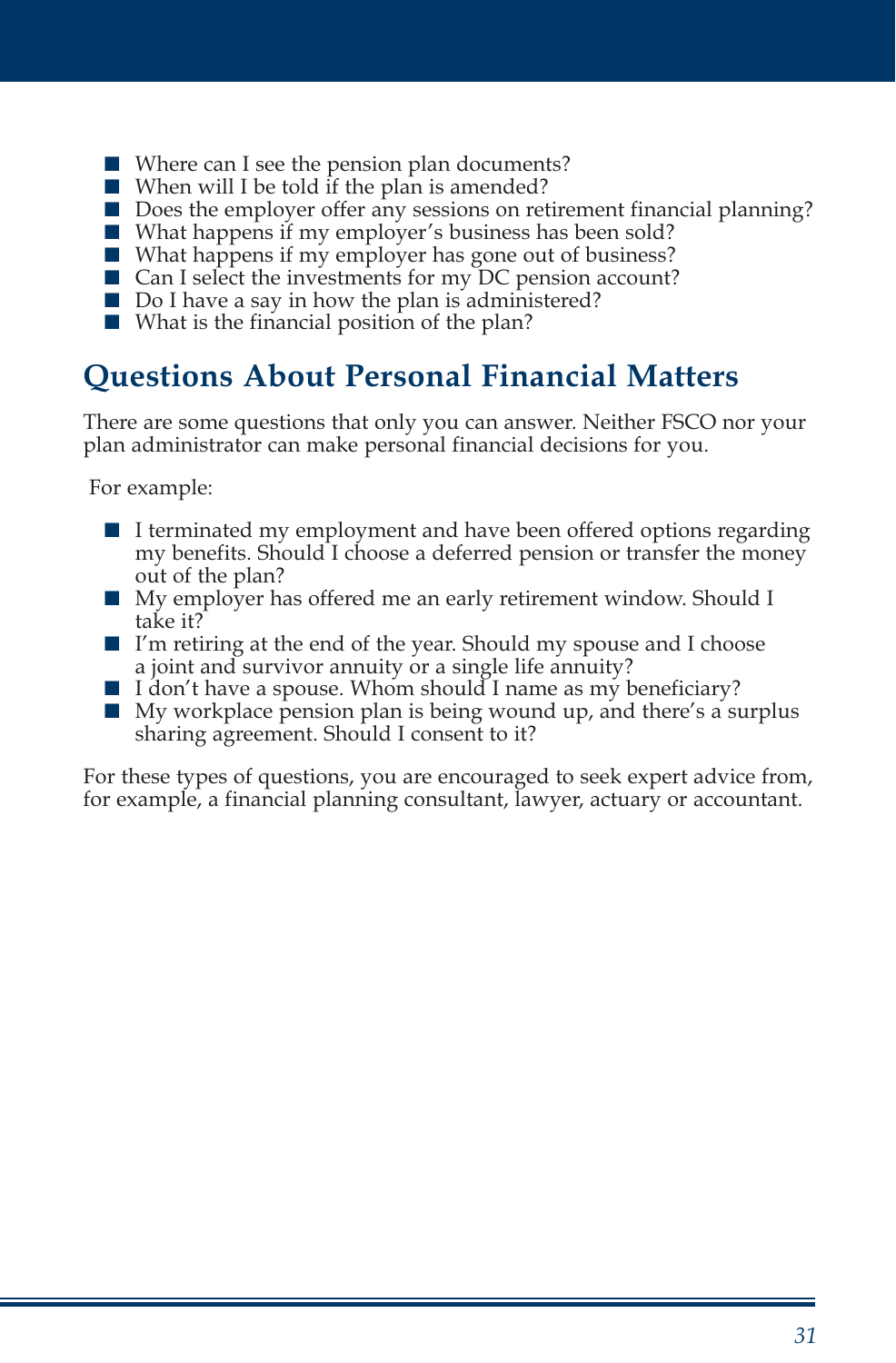- Where can I see the pension plan documents?
- When will I be told if the plan is amended?
- Does the employer offer any sessions on retirement financial planning?
- What happens if my employer's business has been sold?
- What happens if my employer has gone out of business?
- Can I select the investments for my DC pension account?
- Do I have a say in how the plan is administered?
- What is the financial position of the plan?

## Questions About Personal Financial Matters

There are some questions that only you can answer. Neither FSCO nor your plan administrator can make personal financial decisions for you.

For example:

- I terminated my employment and have been offered options regarding my benefits. Should I choose a deferred pension or transfer the money out of the plan?
- My employer has offered me an early retirement window. Should I take it?
- I'm retiring at the end of the year. Should my spouse and I choose a joint and survivor annuity or a single life annuity?
- I don't have a spouse. Whom should I name as my beneficiary?
- My workplace pension plan is being wound up, and there's a surplus sharing agreement. Should I consent to it?

For these types of questions, you are encouraged to seek expert advice from, for example, a financial planning consultant, lawyer, actuary or accountant.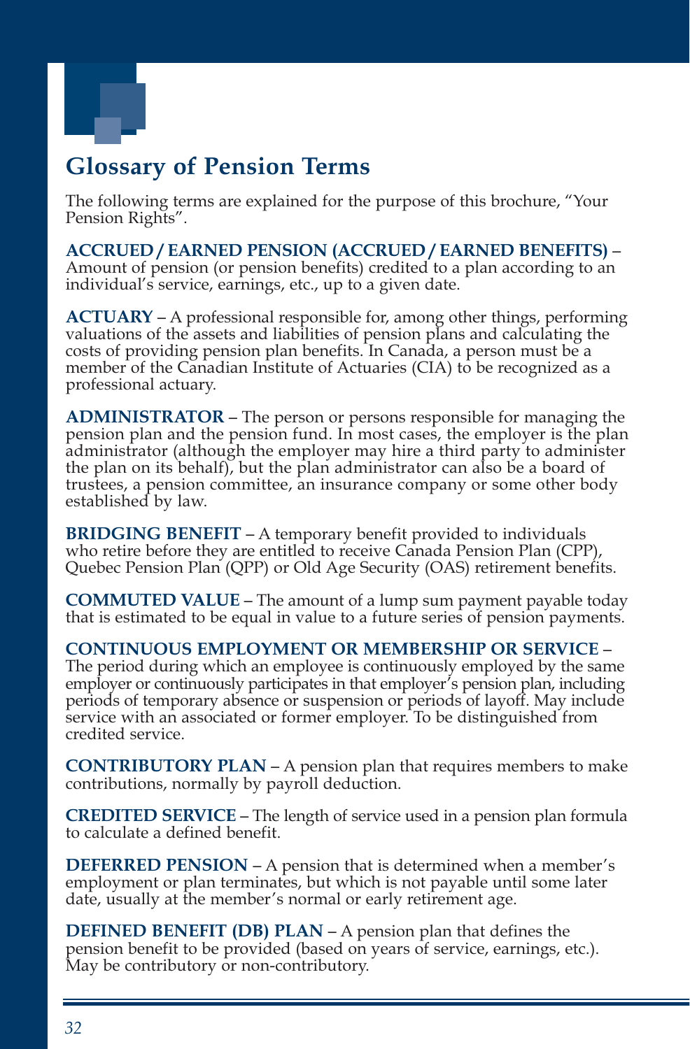# Glossary of Pension Terms

The following terms are explained for the purpose of this brochure, “Your Pension Rights”.

**ACCRUED / EARNED PENSION (ACCRUED / EARNED BENEFITS)** – Amount of pension (or pension benefits) credited to a plan according to an individual’s service, earnings, etc., up to a given date.

**ACTUARY** – A professional responsible for, among other things, performing valuations of the assets and liabilities of pension plans and calculating the costs of providing pension plan benefits. In Canada, a person must be a member of the Canadian Institute of Actuaries (CIA) to be recognized as a professional actuary.

**ADMINISTRATOR** – The person or persons responsible for managing the pension plan and the pension fund. In most cases, the employer is the plan administrator (although the employer may hire a third party to administer the plan on its behalf), but the plan administrator can also be a board of trustees, a pension committee, an insurance company or some other body established by law.

**BRIDGING BENEFIT** – A temporary benefit provided to individuals who retire before they are entitled to receive Canada Pension Plan (CPP), Quebec Pension Plan (QPP) or Old Age Security (OAS) retirement benefits.

**COMMUTED VALUE** – The amount of a lump sum payment payable today that is estimated to be equal in value to a future series of pension payments.

**CONTINUOUS EMPLOYMENT OR MEMBERSHIP OR SERVICE** – The period during which an employee is continuously employed by the same employer or continuously participates in that employer’s pension plan, including periods of temporary absence or suspension or periods of layoff. May include service with an associated or former employer. To be distinguished from credited service.

**CONTRIBUTORY PLAN** – A pension plan that requires members to make contributions, normally by payroll deduction.

**CREDITED SERVICE** – The length of service used in a pension plan formula to calculate a defined benefit.

**DEFERRED PENSION** – A pension that is determined when a member’s employment or plan terminates, but which is not payable until some later date, usually at the member’s normal or early retirement age.

**DEFINED BENEFIT (DB) PLAN** – A pension plan that defines the pension benefit to be provided (based on years of service, earnings, etc.). May be contributory or non-contributory.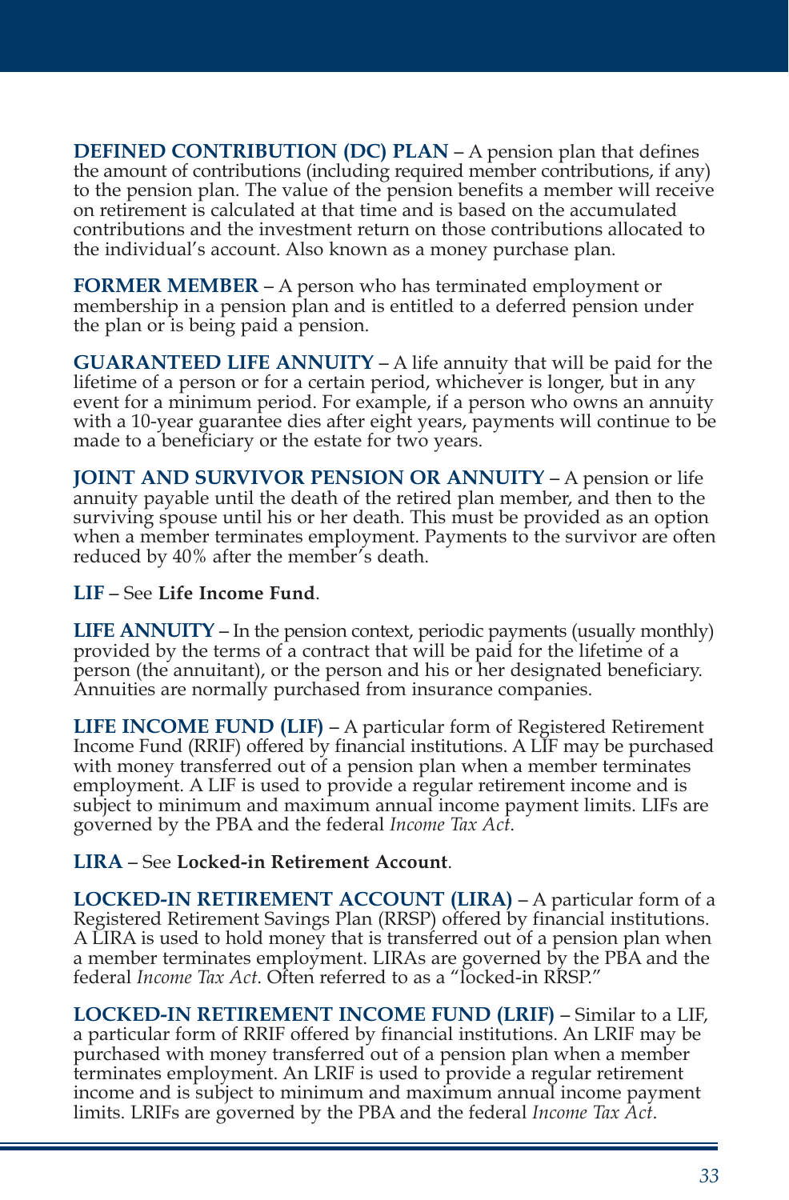**DEFINED CONTRIBUTION (DC) PLAN** – A pension plan that defines the amount of contributions (including required member contributions, if any) to the pension plan. The value of the pension benefits a member will receive on retirement is calculated at that time and is based on the accumulated contributions and the investment return on those contributions allocated to the individual's account. Also known as a money purchase plan.

**FORMER MEMBER** – A person who has terminated employment or membership in a pension plan and is entitled to a deferred pension under the plan or is being paid a pension.

**GUARANTEED LIFE ANNUITY** – A life annuity that will be paid for the lifetime of a person or for a certain period, whichever is longer, but in any event for a minimum period. For example, if a person who owns an annuity with a 10-year guarantee dies after eight years, payments will continue to be made to a beneficiary or the estate for two years.

**JOINT AND SURVIVOR PENSION OR ANNUITY** – A pension or life annuity payable until the death of the retired plan member, and then to the surviving spouse until his or her death. This must be provided as an option when a member terminates employment. Payments to the survivor are often reduced by 40% after the member's death.

**LIF** – See **Life Income Fund**.

**LIFE ANNUITY** – In the pension context, periodic payments (usually monthly) provided by the terms of a contract that will be paid for the lifetime of a person (the annuitant), or the person and his or her designated beneficiary. Annuities are normally purchased from insurance companies.

**LIFE INCOME FUND (LIF)** – A particular form of Registered Retirement Income Fund (RRIF) offered by financial institutions. A LIF may be purchased with money transferred out of a pension plan when a member terminates employment. A LIF is used to provide a regular retirement income and is subject to minimum and maximum annual income payment limits. LIFs are governed by the PBA and the federal *Income Tax Act*.

**LIRA** – See **Locked-in Retirement Account**.

**LOCKED-IN RETIREMENT ACCOUNT (LIRA)** – A particular form of a Registered Retirement Savings Plan (RRSP) offered by financial institutions. A LIRA is used to hold money that is transferred out of a pension plan when a member terminates employment. LIRAs are governed by the PBA and the federal *Income Tax Act*. Often referred to as a "locked-in RRSP."

**LOCKED-IN RETIREMENT INCOME FUND (LRIF)** – Similar to a LIF, a particular form of RRIF offered by financial institutions. An LRIF may be purchased with money transferred out of a pension plan when a member terminates employment. An LRIF is used to provide a regular retirement income and is subject to minimum and maximum annual income payment limits. LRIFs are governed by the PBA and the federal *Income Tax Act*.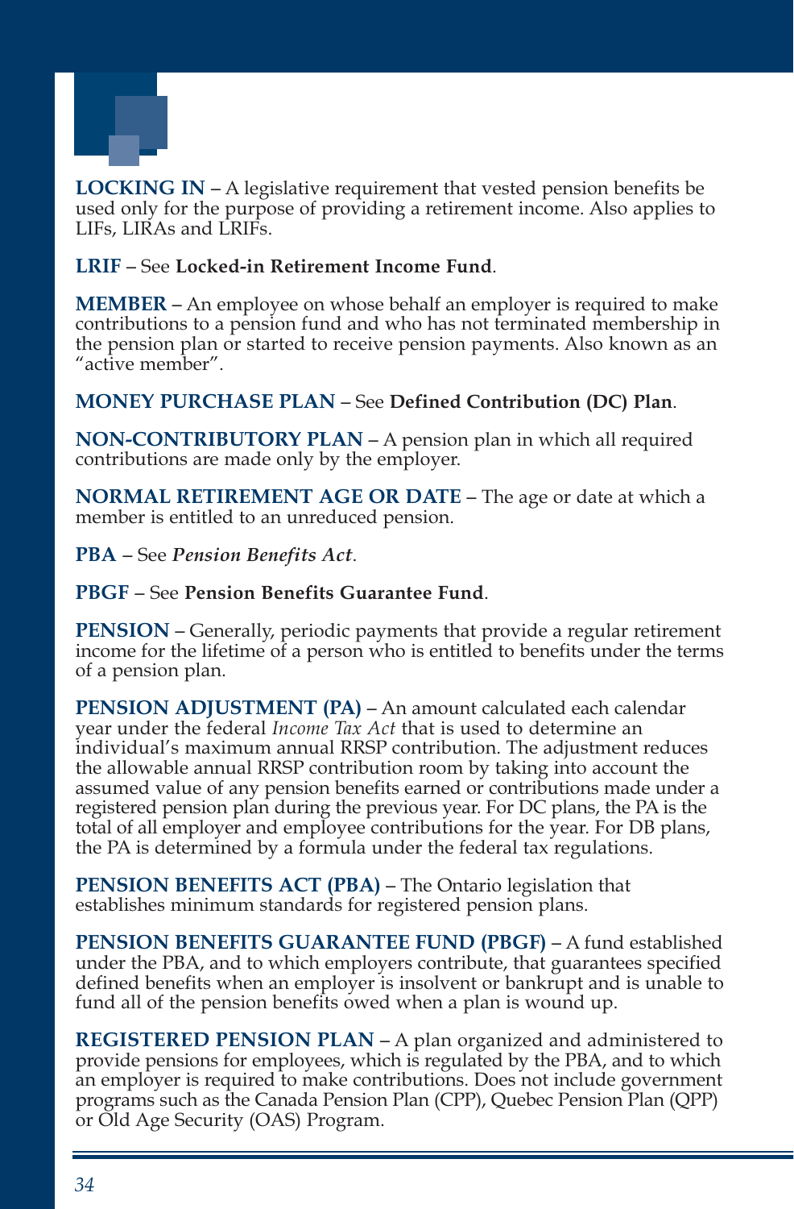**LOCKING IN** – A legislative requirement that vested pension benefits be used only for the purpose of providing a retirement income. Also applies to LIFs, LIRAs and LRIFs.

**LRIF** – See **Locked-in Retirement Income Fund**.

**MEMBER** – An employee on whose behalf an employer is required to make contributions to a pension fund and who has not terminated membership in the pension plan or started to receive pension payments. Also known as an "active member".

**MONEY PURCHASE PLAN** – See **Defined Contribution (DC) Plan**.

**NON-CONTRIBUTORY PLAN** – A pension plan in which all required contributions are made only by the employer.

**NORMAL RETIREMENT AGE OR DATE** – The age or date at which a member is entitled to an unreduced pension.

**PBA** – See ***Pension Benefits Act***.

**PBGF** – See **Pension Benefits Guarantee Fund**.

**PENSION** – Generally, periodic payments that provide a regular retirement income for the lifetime of a person who is entitled to benefits under the terms of a pension plan.

**PENSION ADJUSTMENT (PA)** – An amount calculated each calendar year under the federal *Income Tax Act* that is used to determine an individual's maximum annual RRSP contribution. The adjustment reduces the allowable annual RRSP contribution room by taking into account the assumed value of any pension benefits earned or contributions made under a registered pension plan during the previous year. For DC plans, the PA is the total of all employer and employee contributions for the year. For DB plans, the PA is determined by a formula under the federal tax regulations.

**PENSION BENEFITS ACT (PBA)** – The Ontario legislation that establishes minimum standards for registered pension plans.

**PENSION BENEFITS GUARANTEE FUND (PBGF)** – A fund established under the PBA, and to which employers contribute, that guarantees specified defined benefits when an employer is insolvent or bankrupt and is unable to fund all of the pension benefits owed when a plan is wound up.

**REGISTERED PENSION PLAN** – A plan organized and administered to provide pensions for employees, which is regulated by the PBA, and to which an employer is required to make contributions. Does not include government programs such as the Canada Pension Plan (CPP), Quebec Pension Plan (QPP) or Old Age Security (OAS) Program.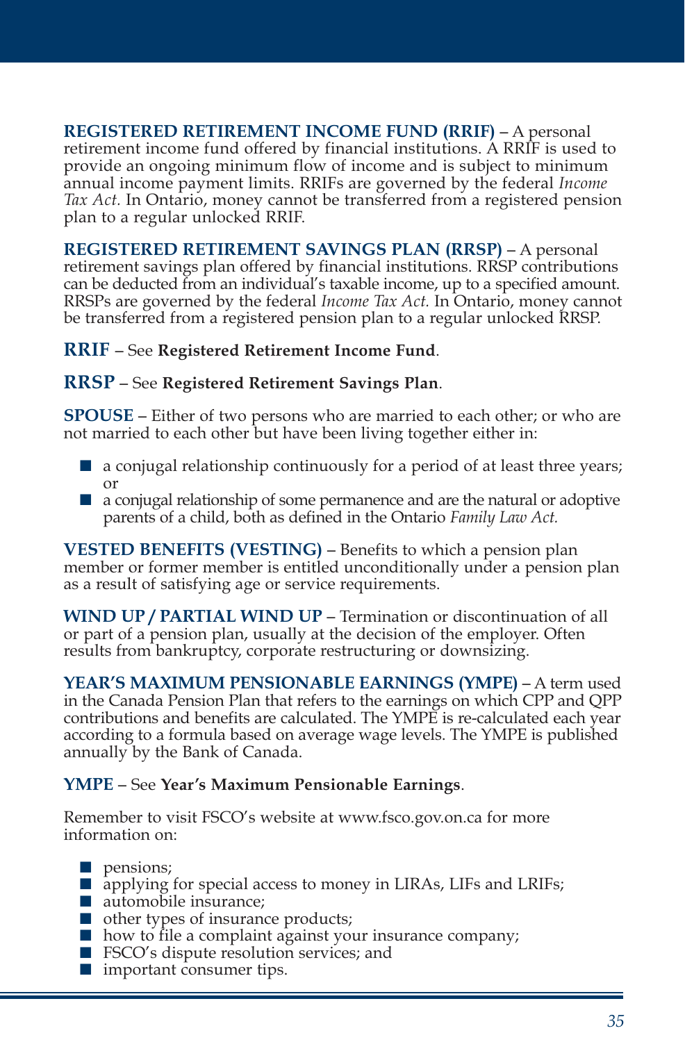**REGISTERED RETIREMENT INCOME FUND (RRIF)** – A personal retirement income fund offered by financial institutions. A RRIF is used to provide an ongoing minimum flow of income and is subject to minimum annual income payment limits. RRIFs are governed by the federal *Income Tax Act.* In Ontario, money cannot be transferred from a registered pension plan to a regular unlocked RRIF.

**REGISTERED RETIREMENT SAVINGS PLAN (RRSP)** – A personal retirement savings plan offered by financial institutions. RRSP contributions can be deducted from an individual's taxable income, up to a specified amount. RRSPs are governed by the federal *Income Tax Act.* In Ontario, money cannot be transferred from a registered pension plan to a regular unlocked RRSP.

**RRIF** – See **Registered Retirement Income Fund**.

**RRSP** – See **Registered Retirement Savings Plan**.

**SPOUSE** – Either of two persons who are married to each other; or who are not married to each other but have been living together either in:

- a conjugal relationship continuously for a period of at least three years; or
- a conjugal relationship of some permanence and are the natural or adoptive parents of a child, both as defined in the Ontario *Family Law Act.*

**VESTED BENEFITS (VESTING)** – Benefits to which a pension plan member or former member is entitled unconditionally under a pension plan as a result of satisfying age or service requirements.

**WIND UP / PARTIAL WIND UP** – Termination or discontinuation of all or part of a pension plan, usually at the decision of the employer. Often results from bankruptcy, corporate restructuring or downsizing.

**YEAR'S MAXIMUM PENSIONABLE EARNINGS (YMPE)** – A term used in the Canada Pension Plan that refers to the earnings on which CPP and QPP contributions and benefits are calculated. The YMPE is re-calculated each year according to a formula based on average wage levels. The YMPE is published annually by the Bank of Canada.

**YMPE** – See **Year's Maximum Pensionable Earnings**.

Remember to visit FSCO's website at www.fsco.gov.on.ca for more information on:

- pensions;
- applying for special access to money in LIRAs, LIFs and LRIFs;
- automobile insurance;
- other types of insurance products;
- how to file a complaint against your insurance company;
- FSCO's dispute resolution services; and
- important consumer tips.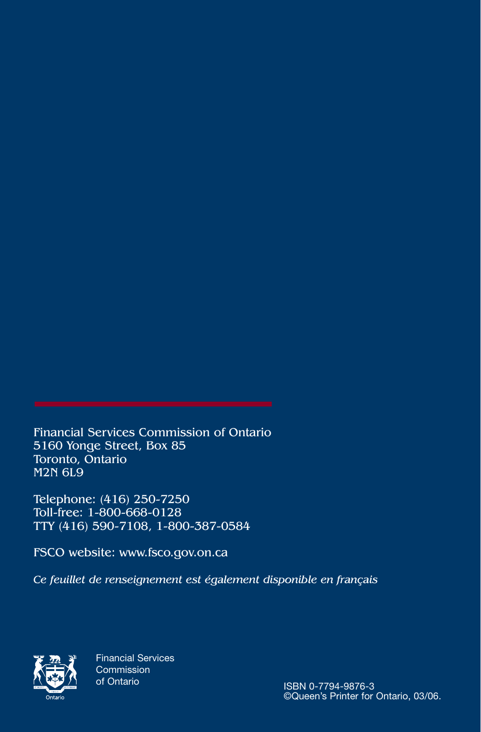Financial Services Commission of Ontario
5160 Yonge Street, Box 85
Toronto, Ontario
M2N 6L9

Telephone: (416) 250-7250
Toll-free: 1-800-668-0128
TTY (416) 590-7108, 1-800-387-0584

FSCO website: www.fsco.gov.on.ca

*Ce feuillet de renseignement est également disponible en français*

Financial Services
Commission
of Ontario

ISBN 0-7794-9876-3
©Queen's Printer for Ontario, 03/06.